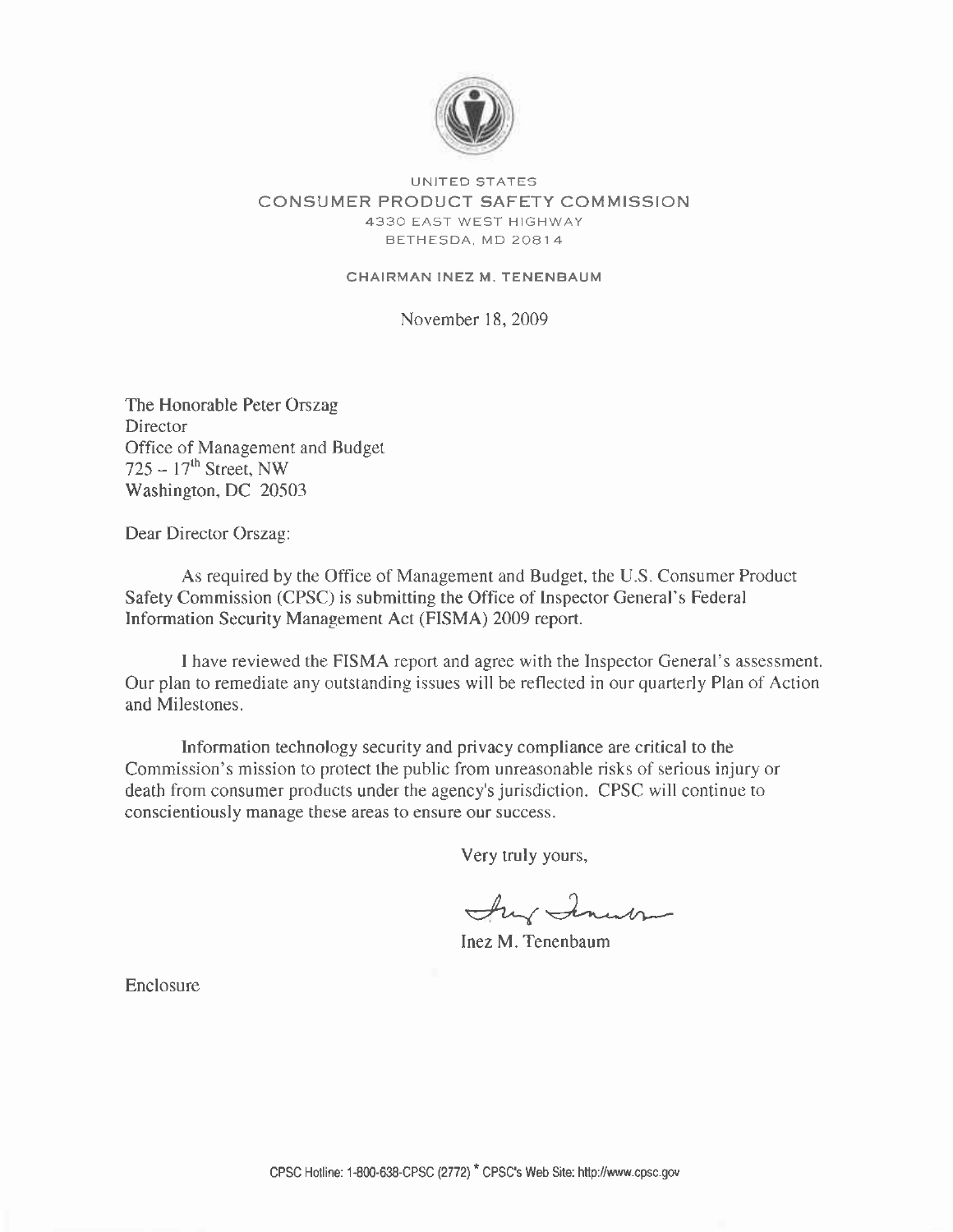UNITED STATES
CONSUMER PRODUCT SAFETY COMMISSION
4330 EAST WEST HIGHWAY
BETHESDA, MD 20814

CHAIRMAN INEZ M. TENENBAUM

November 18, 2009

The Honorable Peter Orszag
Director
Office of Management and Budget
725 – 17th Street, NW
Washington, DC 20503

Dear Director Orszag:

As required by the Office of Management and Budget, the U.S. Consumer Product Safety Commission (CPSC) is submitting the Office of Inspector General's Federal Information Security Management Act (FISMA) 2009 report.

I have reviewed the FISMA report and agree with the Inspector General's assessment. Our plan to remediate any outstanding issues will be reflected in our quarterly Plan of Action and Milestones.

Information technology security and privacy compliance are critical to the Commission's mission to protect the public from unreasonable risks of serious injury or death from consumer products under the agency's jurisdiction. CPSC will continue to conscientiously manage these areas to ensure our success.

Very truly yours,

Inez M. Tenenbaum

Enclosure

CPSC Hotline: 1-800-638-CPSC (2772) * CPSC's Web Site: http://www.cpsc.gov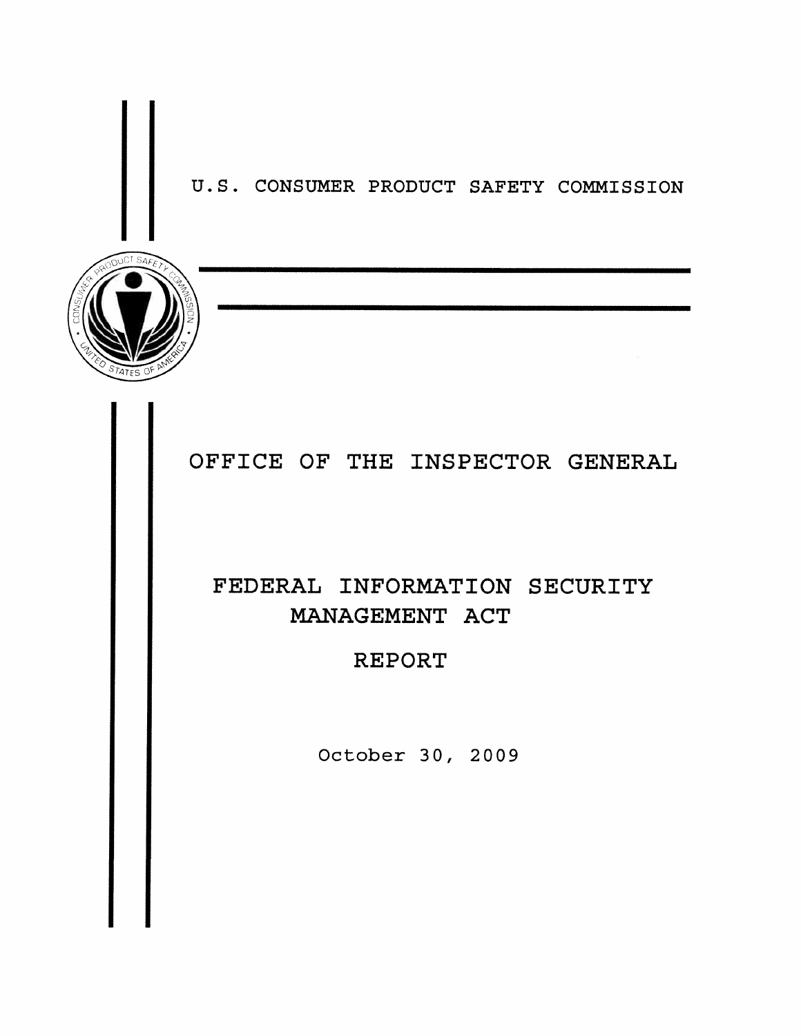U.S. CONSUMER PRODUCT SAFETY COMMISSION

# OFFICE OF THE INSPECTOR GENERAL

# FEDERAL INFORMATION SECURITY MANAGEMENT ACT

# REPORT

October 30, 2009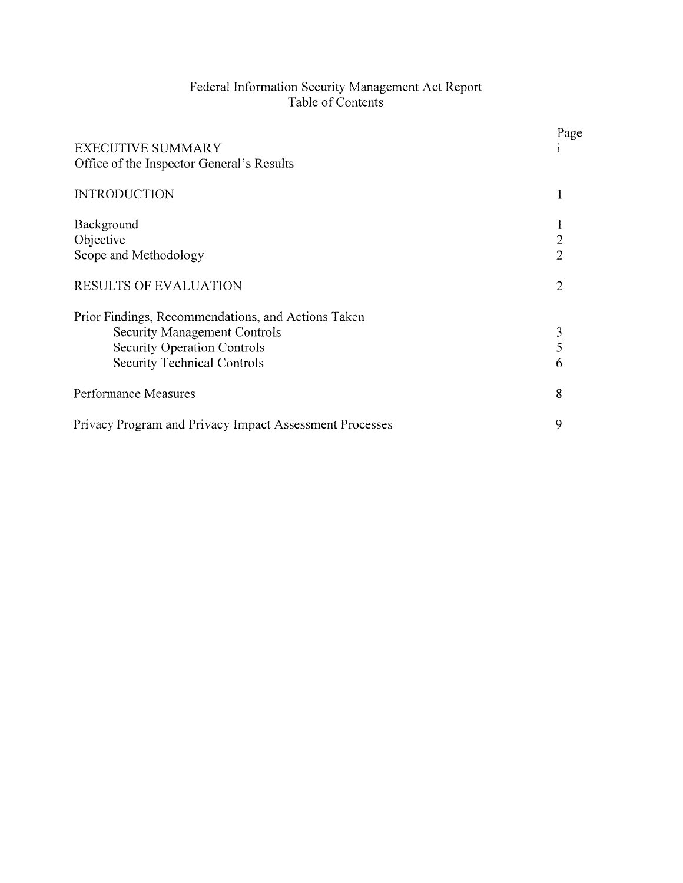# Federal Information Security Management Act Report
## Table of Contents

| | Page |
|---|---|
| EXECUTIVE SUMMARY | i |
| Office of the Inspector General's Results | |
| INTRODUCTION | 1 |
| Background | 1 |
| Objective | 2 |
| Scope and Methodology | 2 |
| RESULTS OF EVALUATION | 2 |
| Prior Findings, Recommendations, and Actions Taken | |
| Security Management Controls | 3 |
| Security Operation Controls | 5 |
| Security Technical Controls | 6 |
| Performance Measures | 8 |
| Privacy Program and Privacy Impact Assessment Processes | 9 |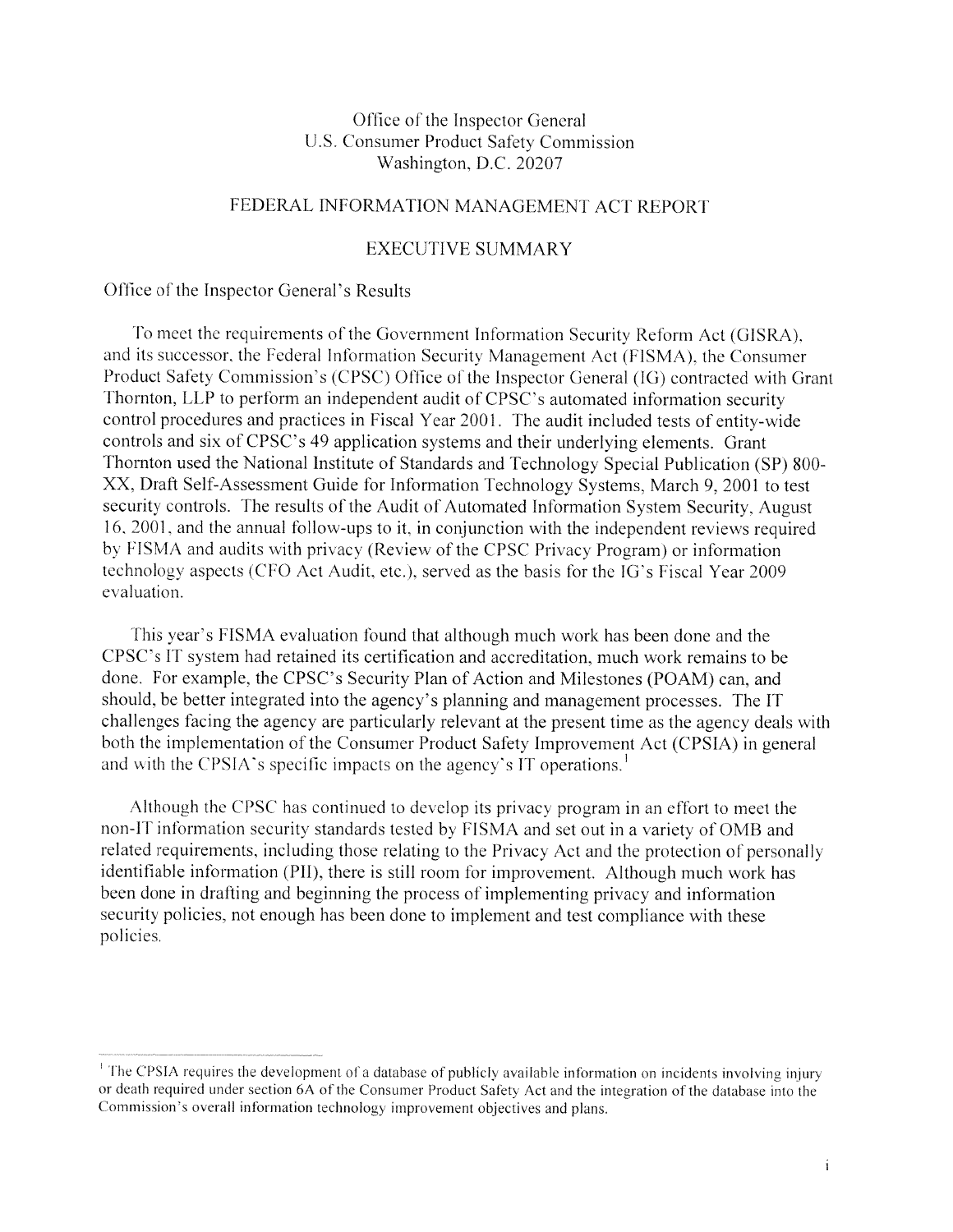Office of the Inspector General
U.S. Consumer Product Safety Commission
Washington, D.C. 20207

# FEDERAL INFORMATION MANAGEMENT ACT REPORT

## EXECUTIVE SUMMARY

### Office of the Inspector General's Results

To meet the requirements of the Government Information Security Reform Act (GISRA), and its successor, the Federal Information Security Management Act (FISMA), the Consumer Product Safety Commission's (CPSC) Office of the Inspector General (IG) contracted with Grant Thornton, LLP to perform an independent audit of CPSC's automated information security control procedures and practices in Fiscal Year 2001. The audit included tests of entity-wide controls and six of CPSC's 49 application systems and their underlying elements. Grant Thornton used the National Institute of Standards and Technology Special Publication (SP) 800-XX, Draft Self-Assessment Guide for Information Technology Systems, March 9, 2001 to test security controls. The results of the Audit of Automated Information System Security, August 16, 2001, and the annual follow-ups to it, in conjunction with the independent reviews required by FISMA and audits with privacy (Review of the CPSC Privacy Program) or information technology aspects (CFO Act Audit, etc.), served as the basis for the IG's Fiscal Year 2009 evaluation.

This year's FISMA evaluation found that although much work has been done and the CPSC's IT system had retained its certification and accreditation, much work remains to be done. For example, the CPSC's Security Plan of Action and Milestones (POAM) can, and should, be better integrated into the agency's planning and management processes. The IT challenges facing the agency are particularly relevant at the present time as the agency deals with both the implementation of the Consumer Product Safety Improvement Act (CPSIA) in general and with the CPSIA's specific impacts on the agency's IT operations.[1]

Although the CPSC has continued to develop its privacy program in an effort to meet the non-IT information security standards tested by FISMA and set out in a variety of OMB and related requirements, including those relating to the Privacy Act and the protection of personally identifiable information (PII), there is still room for improvement. Although much work has been done in drafting and beginning the process of implementing privacy and information security policies, not enough has been done to implement and test compliance with these policies.

[1] The CPSIA requires the development of a database of publicly available information on incidents involving injury or death required under section 6A of the Consumer Product Safety Act and the integration of the database into the Commission's overall information technology improvement objectives and plans.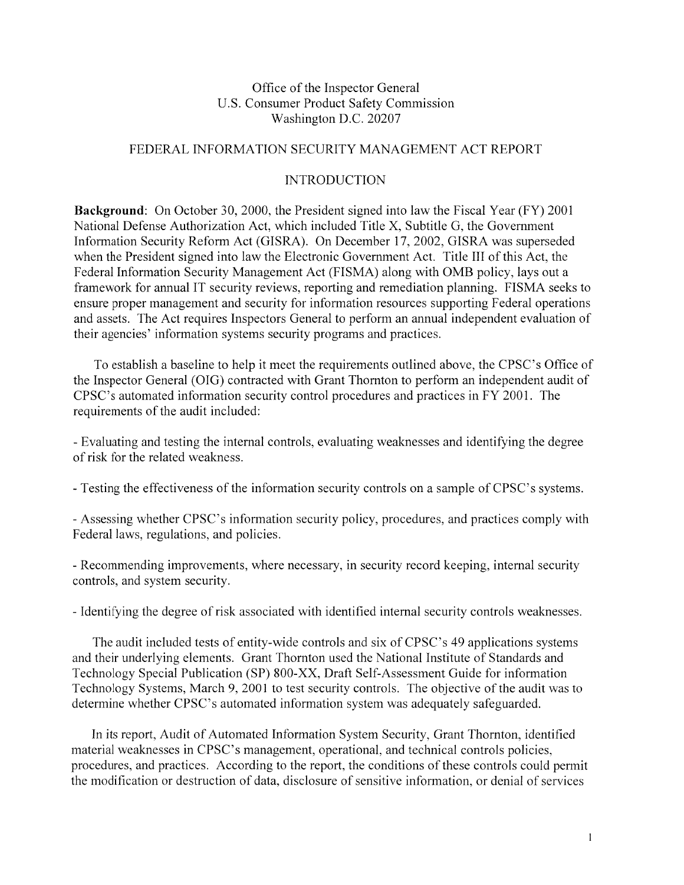Office of the Inspector General
U.S. Consumer Product Safety Commission
Washington D.C. 20207

FEDERAL INFORMATION SECURITY MANAGEMENT ACT REPORT

INTRODUCTION

**Background**: On October 30, 2000, the President signed into law the Fiscal Year (FY) 2001 National Defense Authorization Act, which included Title X, Subtitle G, the Government Information Security Reform Act (GISRA). On December 17, 2002, GISRA was superseded when the President signed into law the Electronic Government Act. Title III of this Act, the Federal Information Security Management Act (FISMA) along with OMB policy, lays out a framework for annual IT security reviews, reporting and remediation planning. FISMA seeks to ensure proper management and security for information resources supporting Federal operations and assets. The Act requires Inspectors General to perform an annual independent evaluation of their agencies' information systems security programs and practices.

To establish a baseline to help it meet the requirements outlined above, the CPSC's Office of the Inspector General (OIG) contracted with Grant Thornton to perform an independent audit of CPSC's automated information security control procedures and practices in FY 2001. The requirements of the audit included:

- Evaluating and testing the internal controls, evaluating weaknesses and identifying the degree of risk for the related weakness.

- Testing the effectiveness of the information security controls on a sample of CPSC's systems.

- Assessing whether CPSC's information security policy, procedures, and practices comply with Federal laws, regulations, and policies.

- Recommending improvements, where necessary, in security record keeping, internal security controls, and system security.

- Identifying the degree of risk associated with identified internal security controls weaknesses.

The audit included tests of entity-wide controls and six of CPSC's 49 applications systems and their underlying elements. Grant Thornton used the National Institute of Standards and Technology Special Publication (SP) 800-XX, Draft Self-Assessment Guide for information Technology Systems, March 9, 2001 to test security controls. The objective of the audit was to determine whether CPSC's automated information system was adequately safeguarded.

In its report, Audit of Automated Information System Security, Grant Thornton, identified material weaknesses in CPSC's management, operational, and technical controls policies, procedures, and practices. According to the report, the conditions of these controls could permit the modification or destruction of data, disclosure of sensitive information, or denial of services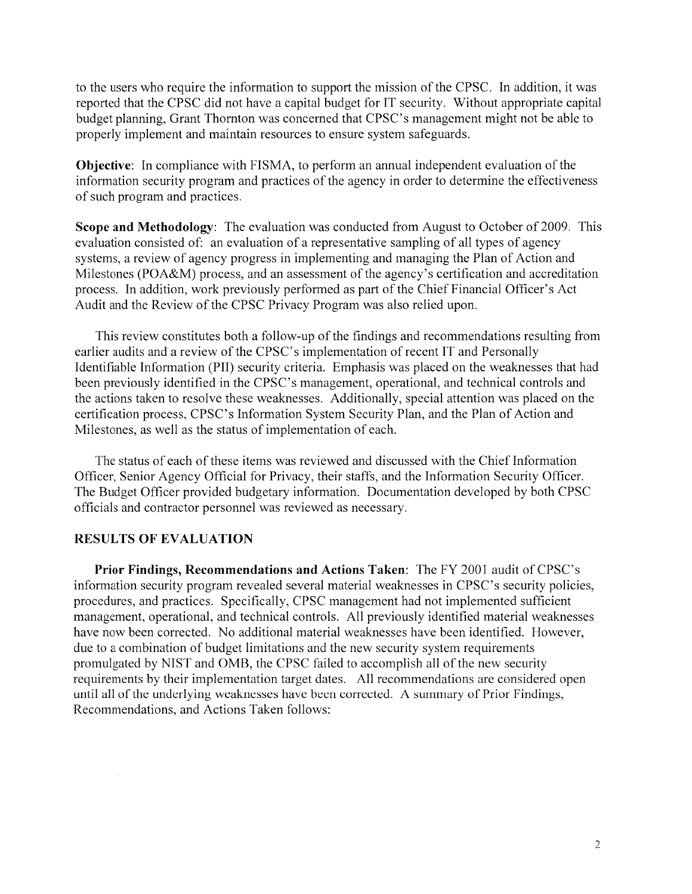to the users who require the information to support the mission of the CPSC. In addition, it was reported that the CPSC did not have a capital budget for IT security. Without appropriate capital budget planning, Grant Thornton was concerned that CPSC's management might not be able to properly implement and maintain resources to ensure system safeguards.

**Objective**: In compliance with FISMA, to perform an annual independent evaluation of the information security program and practices of the agency in order to determine the effectiveness of such program and practices.

**Scope and Methodology**: The evaluation was conducted from August to October of 2009. This evaluation consisted of: an evaluation of a representative sampling of all types of agency systems, a review of agency progress in implementing and managing the Plan of Action and Milestones (POA&M) process, and an assessment of the agency's certification and accreditation process. In addition, work previously performed as part of the Chief Financial Officer's Act Audit and the Review of the CPSC Privacy Program was also relied upon.

This review constitutes both a follow-up of the findings and recommendations resulting from earlier audits and a review of the CPSC's implementation of recent IT and Personally Identifiable Information (PII) security criteria. Emphasis was placed on the weaknesses that had been previously identified in the CPSC's management, operational, and technical controls and the actions taken to resolve these weaknesses. Additionally, special attention was placed on the certification process, CPSC's Information System Security Plan, and the Plan of Action and Milestones, as well as the status of implementation of each.

The status of each of these items was reviewed and discussed with the Chief Information Officer, Senior Agency Official for Privacy, their staffs, and the Information Security Officer. The Budget Officer provided budgetary information. Documentation developed by both CPSC officials and contractor personnel was reviewed as necessary.

## RESULTS OF EVALUATION

**Prior Findings, Recommendations and Actions Taken**: The FY 2001 audit of CPSC's information security program revealed several material weaknesses in CPSC's security policies, procedures, and practices. Specifically, CPSC management had not implemented sufficient management, operational, and technical controls. All previously identified material weaknesses have now been corrected. No additional material weaknesses have been identified. However, due to a combination of budget limitations and the new security system requirements promulgated by NIST and OMB, the CPSC failed to accomplish all of the new security requirements by their implementation target dates. All recommendations are considered open until all of the underlying weaknesses have been corrected. A summary of Prior Findings, Recommendations, and Actions Taken follows: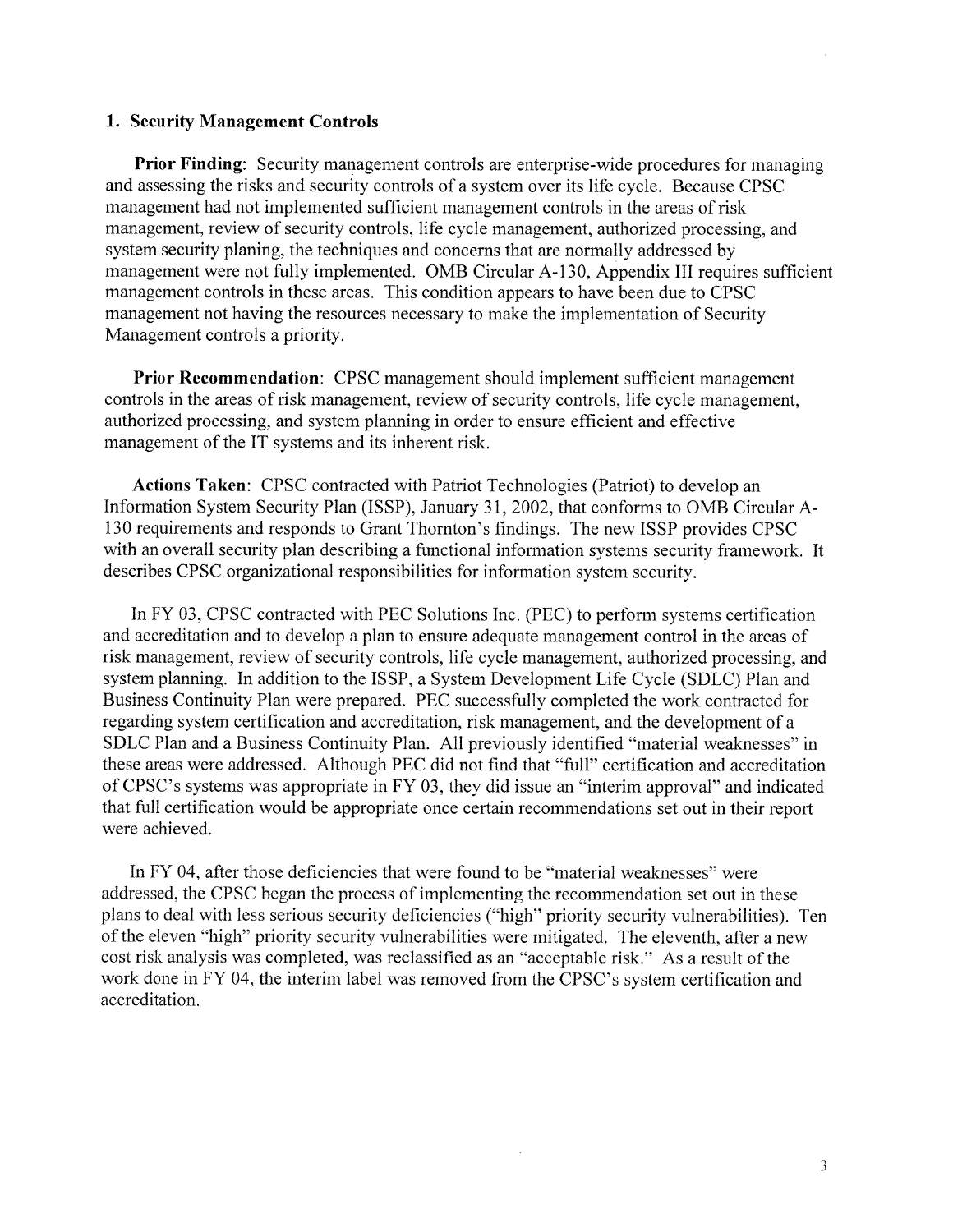### 1. Security Management Controls

**Prior Finding**: Security management controls are enterprise-wide procedures for managing and assessing the risks and security controls of a system over its life cycle. Because CPSC management had not implemented sufficient management controls in the areas of risk management, review of security controls, life cycle management, authorized processing, and system security planing, the techniques and concerns that are normally addressed by management were not fully implemented. OMB Circular A-130, Appendix III requires sufficient management controls in these areas. This condition appears to have been due to CPSC management not having the resources necessary to make the implementation of Security Management controls a priority.

**Prior Recommendation**: CPSC management should implement sufficient management controls in the areas of risk management, review of security controls, life cycle management, authorized processing, and system planning in order to ensure efficient and effective management of the IT systems and its inherent risk.

**Actions Taken**: CPSC contracted with Patriot Technologies (Patriot) to develop an Information System Security Plan (ISSP), January 31, 2002, that conforms to OMB Circular A-130 requirements and responds to Grant Thornton's findings. The new ISSP provides CPSC with an overall security plan describing a functional information systems security framework. It describes CPSC organizational responsibilities for information system security.

In FY 03, CPSC contracted with PEC Solutions Inc. (PEC) to perform systems certification and accreditation and to develop a plan to ensure adequate management control in the areas of risk management, review of security controls, life cycle management, authorized processing, and system planning. In addition to the ISSP, a System Development Life Cycle (SDLC) Plan and Business Continuity Plan were prepared. PEC successfully completed the work contracted for regarding system certification and accreditation, risk management, and the development of a SDLC Plan and a Business Continuity Plan. All previously identified "material weaknesses" in these areas were addressed. Although PEC did not find that "full" certification and accreditation of CPSC's systems was appropriate in FY 03, they did issue an "interim approval" and indicated that full certification would be appropriate once certain recommendations set out in their report were achieved.

In FY 04, after those deficiencies that were found to be "material weaknesses" were addressed, the CPSC began the process of implementing the recommendation set out in these plans to deal with less serious security deficiencies ("high" priority security vulnerabilities). Ten of the eleven "high" priority security vulnerabilities were mitigated. The eleventh, after a new cost risk analysis was completed, was reclassified as an "acceptable risk." As a result of the work done in FY 04, the interim label was removed from the CPSC's system certification and accreditation.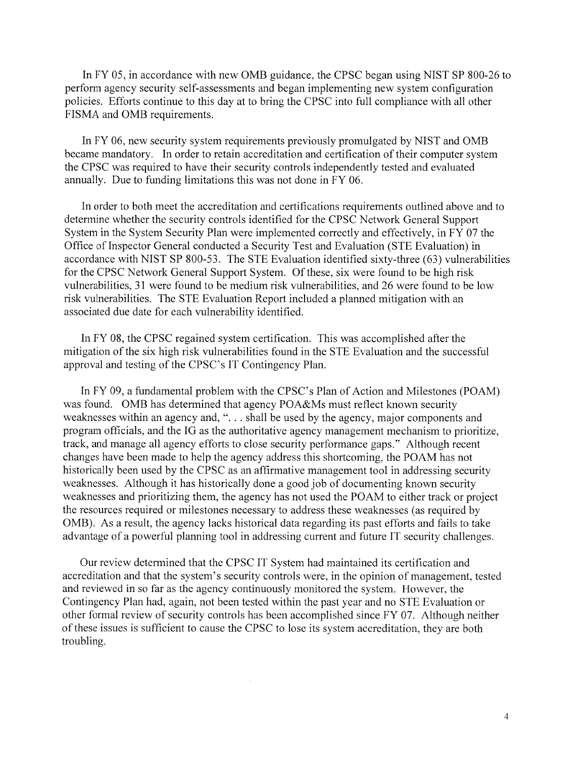In FY 05, in accordance with new OMB guidance, the CPSC began using NIST SP 800-26 to perform agency security self-assessments and began implementing new system configuration policies. Efforts continue to this day at to bring the CPSC into full compliance with all other FISMA and OMB requirements.

In FY 06, new security system requirements previously promulgated by NIST and OMB became mandatory. In order to retain accreditation and certification of their computer system the CPSC was required to have their security controls independently tested and evaluated annually. Due to funding limitations this was not done in FY 06.

In order to both meet the accreditation and certifications requirements outlined above and to determine whether the security controls identified for the CPSC Network General Support System in the System Security Plan were implemented correctly and effectively, in FY 07 the Office of Inspector General conducted a Security Test and Evaluation (STE Evaluation) in accordance with NIST SP 800-53. The STE Evaluation identified sixty-three (63) vulnerabilities for the CPSC Network General Support System. Of these, six were found to be high risk vulnerabilities, 31 were found to be medium risk vulnerabilities, and 26 were found to be low risk vulnerabilities. The STE Evaluation Report included a planned mitigation with an associated due date for each vulnerability identified.

In FY 08, the CPSC regained system certification. This was accomplished after the mitigation of the six high risk vulnerabilities found in the STE Evaluation and the successful approval and testing of the CPSC's IT Contingency Plan.

In FY 09, a fundamental problem with the CPSC's Plan of Action and Milestones (POAM) was found. OMB has determined that agency POA&Ms must reflect known security weaknesses within an agency and, ". . . shall be used by the agency, major components and program officials, and the IG as the authoritative agency management mechanism to prioritize, track, and manage all agency efforts to close security performance gaps." Although recent changes have been made to help the agency address this shortcoming, the POAM has not historically been used by the CPSC as an affirmative management tool in addressing security weaknesses. Although it has historically done a good job of documenting known security weaknesses and prioritizing them, the agency has not used the POAM to either track or project the resources required or milestones necessary to address these weaknesses (as required by OMB). As a result, the agency lacks historical data regarding its past efforts and fails to take advantage of a powerful planning tool in addressing current and future IT security challenges.

Our review determined that the CPSC IT System had maintained its certification and accreditation and that the system's security controls were, in the opinion of management, tested and reviewed in so far as the agency continuously monitored the system. However, the Contingency Plan had, again, not been tested within the past year and no STE Evaluation or other formal review of security controls has been accomplished since FY 07. Although neither of these issues is sufficient to cause the CPSC to lose its system accreditation, they are both troubling.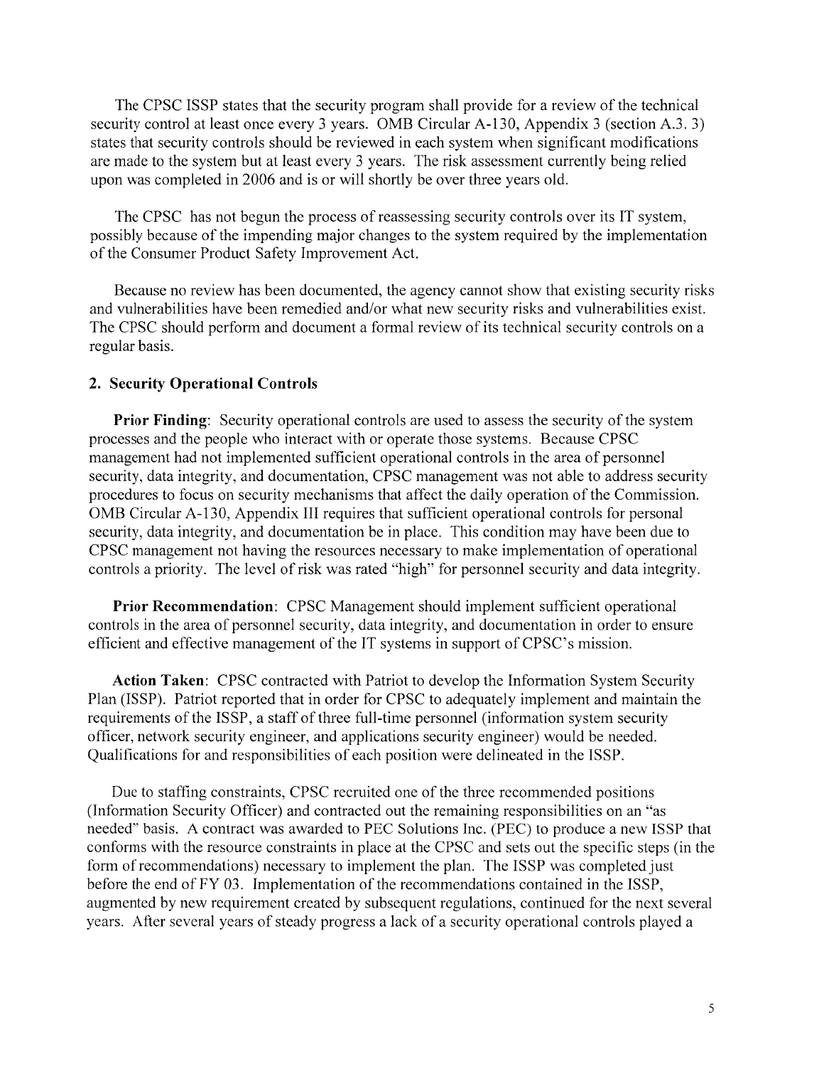The CPSC ISSP states that the security program shall provide for a review of the technical security control at least once every 3 years. OMB Circular A-130, Appendix 3 (section A.3. 3) states that security controls should be reviewed in each system when significant modifications are made to the system but at least every 3 years. The risk assessment currently being relied upon was completed in 2006 and is or will shortly be over three years old.

The CPSC has not begun the process of reassessing security controls over its IT system, possibly because of the impending major changes to the system required by the implementation of the Consumer Product Safety Improvement Act.

Because no review has been documented, the agency cannot show that existing security risks and vulnerabilities have been remedied and/or what new security risks and vulnerabilities exist. The CPSC should perform and document a formal review of its technical security controls on a regular basis.

### 2. Security Operational Controls

**Prior Finding**: Security operational controls are used to assess the security of the system processes and the people who interact with or operate those systems. Because CPSC management had not implemented sufficient operational controls in the area of personnel security, data integrity, and documentation, CPSC management was not able to address security procedures to focus on security mechanisms that affect the daily operation of the Commission. OMB Circular A-130, Appendix III requires that sufficient operational controls for personal security, data integrity, and documentation be in place. This condition may have been due to CPSC management not having the resources necessary to make implementation of operational controls a priority. The level of risk was rated "high" for personnel security and data integrity.

**Prior Recommendation**: CPSC Management should implement sufficient operational controls in the area of personnel security, data integrity, and documentation in order to ensure efficient and effective management of the IT systems in support of CPSC's mission.

**Action Taken**: CPSC contracted with Patriot to develop the Information System Security Plan (ISSP). Patriot reported that in order for CPSC to adequately implement and maintain the requirements of the ISSP, a staff of three full-time personnel (information system security officer, network security engineer, and applications security engineer) would be needed. Qualifications for and responsibilities of each position were delineated in the ISSP.

Due to staffing constraints, CPSC recruited one of the three recommended positions (Information Security Officer) and contracted out the remaining responsibilities on an "as needed" basis. A contract was awarded to PEC Solutions Inc. (PEC) to produce a new ISSP that conforms with the resource constraints in place at the CPSC and sets out the specific steps (in the form of recommendations) necessary to implement the plan. The ISSP was completed just before the end of FY 03. Implementation of the recommendations contained in the ISSP, augmented by new requirement created by subsequent regulations, continued for the next several years. After several years of steady progress a lack of a security operational controls played a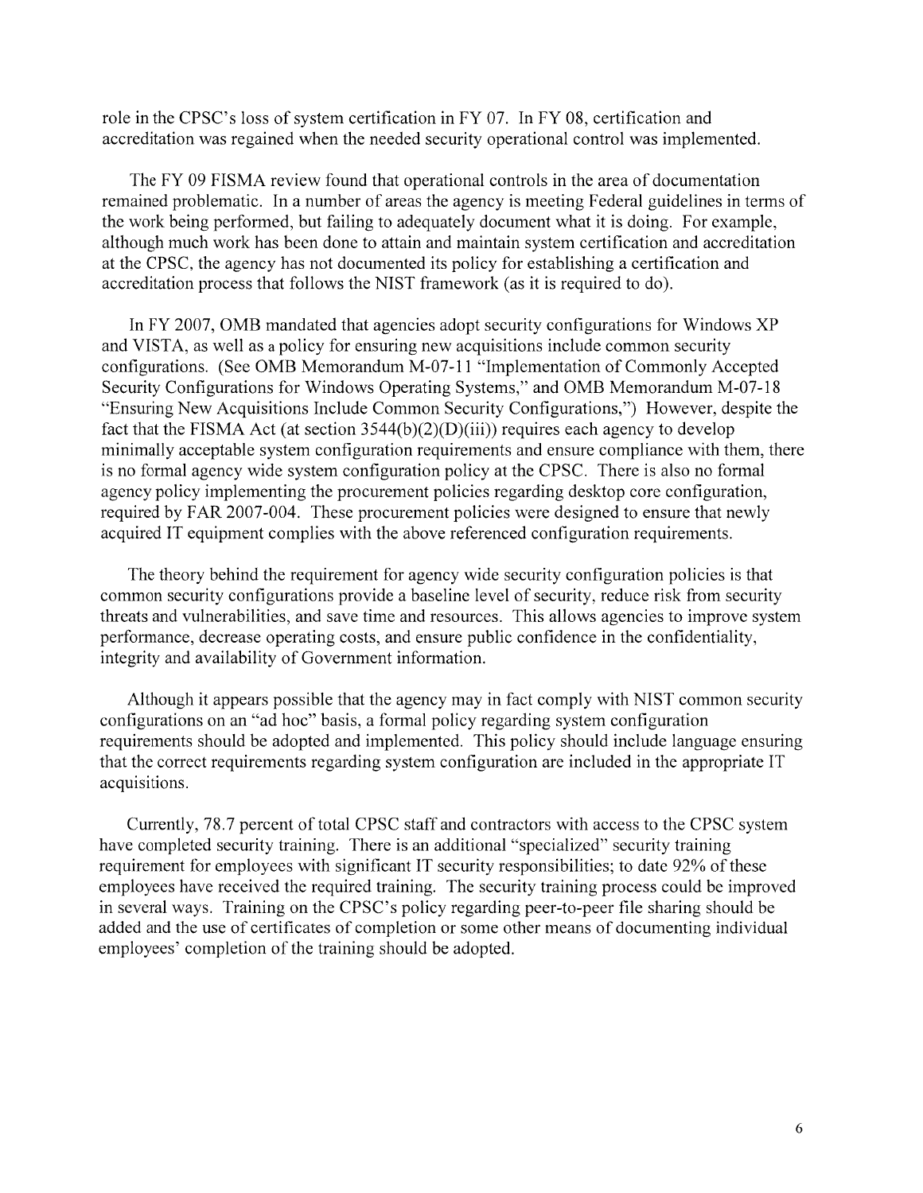role in the CPSC's loss of system certification in FY 07. In FY 08, certification and accreditation was regained when the needed security operational control was implemented.

The FY 09 FISMA review found that operational controls in the area of documentation remained problematic. In a number of areas the agency is meeting Federal guidelines in terms of the work being performed, but failing to adequately document what it is doing. For example, although much work has been done to attain and maintain system certification and accreditation at the CPSC, the agency has not documented its policy for establishing a certification and accreditation process that follows the NIST framework (as it is required to do).

In FY 2007, OMB mandated that agencies adopt security configurations for Windows XP and VISTA, as well as a policy for ensuring new acquisitions include common security configurations. (See OMB Memorandum M-07-11 "Implementation of Commonly Accepted Security Configurations for Windows Operating Systems," and OMB Memorandum M-07-18 "Ensuring New Acquisitions Include Common Security Configurations,") However, despite the fact that the FISMA Act (at section 3544(b)(2)(D)(iii)) requires each agency to develop minimally acceptable system configuration requirements and ensure compliance with them, there is no formal agency wide system configuration policy at the CPSC. There is also no formal agency policy implementing the procurement policies regarding desktop core configuration, required by FAR 2007-004. These procurement policies were designed to ensure that newly acquired IT equipment complies with the above referenced configuration requirements.

The theory behind the requirement for agency wide security configuration policies is that common security configurations provide a baseline level of security, reduce risk from security threats and vulnerabilities, and save time and resources. This allows agencies to improve system performance, decrease operating costs, and ensure public confidence in the confidentiality, integrity and availability of Government information.

Although it appears possible that the agency may in fact comply with NIST common security configurations on an "ad hoc" basis, a formal policy regarding system configuration requirements should be adopted and implemented. This policy should include language ensuring that the correct requirements regarding system configuration are included in the appropriate IT acquisitions.

Currently, 78.7 percent of total CPSC staff and contractors with access to the CPSC system have completed security training. There is an additional "specialized" security training requirement for employees with significant IT security responsibilities; to date 92% of these employees have received the required training. The security training process could be improved in several ways. Training on the CPSC's policy regarding peer-to-peer file sharing should be added and the use of certificates of completion or some other means of documenting individual employees' completion of the training should be adopted.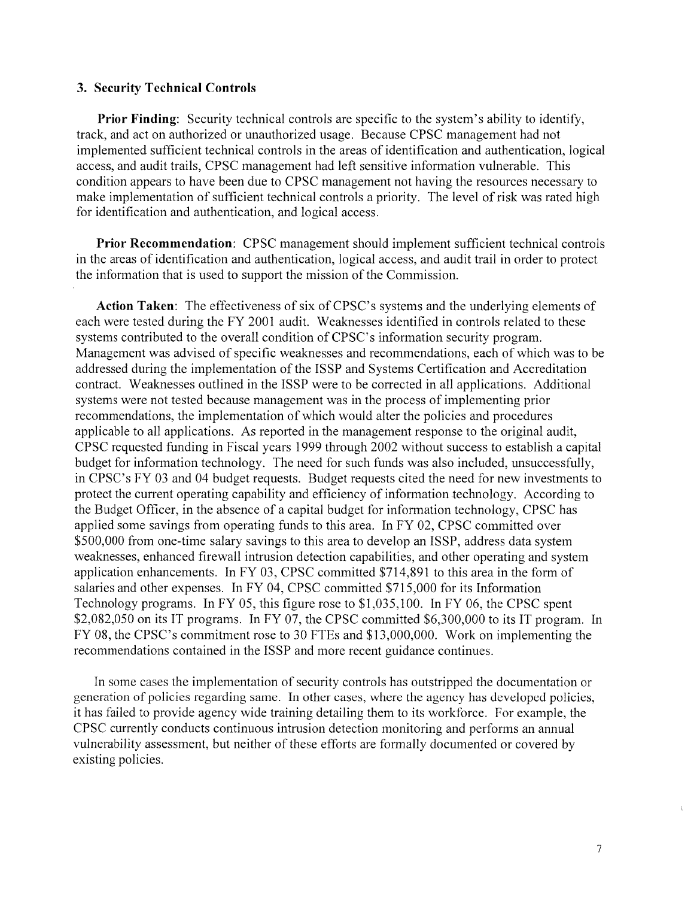### 3. Security Technical Controls

**Prior Finding**: Security technical controls are specific to the system's ability to identify, track, and act on authorized or unauthorized usage. Because CPSC management had not implemented sufficient technical controls in the areas of identification and authentication, logical access, and audit trails, CPSC management had left sensitive information vulnerable. This condition appears to have been due to CPSC management not having the resources necessary to make implementation of sufficient technical controls a priority. The level of risk was rated high for identification and authentication, and logical access.

**Prior Recommendation**: CPSC management should implement sufficient technical controls in the areas of identification and authentication, logical access, and audit trail in order to protect the information that is used to support the mission of the Commission.

**Action Taken**: The effectiveness of six of CPSC's systems and the underlying elements of each were tested during the FY 2001 audit. Weaknesses identified in controls related to these systems contributed to the overall condition of CPSC's information security program. Management was advised of specific weaknesses and recommendations, each of which was to be addressed during the implementation of the ISSP and Systems Certification and Accreditation contract. Weaknesses outlined in the ISSP were to be corrected in all applications. Additional systems were not tested because management was in the process of implementing prior recommendations, the implementation of which would alter the policies and procedures applicable to all applications. As reported in the management response to the original audit, CPSC requested funding in Fiscal years 1999 through 2002 without success to establish a capital budget for information technology. The need for such funds was also included, unsuccessfully, in CPSC's FY 03 and 04 budget requests. Budget requests cited the need for new investments to protect the current operating capability and efficiency of information technology. According to the Budget Officer, in the absence of a capital budget for information technology, CPSC has applied some savings from operating funds to this area. In FY 02, CPSC committed over \$500,000 from one-time salary savings to this area to develop an ISSP, address data system weaknesses, enhanced firewall intrusion detection capabilities, and other operating and system application enhancements. In FY 03, CPSC committed \$714,891 to this area in the form of salaries and other expenses. In FY 04, CPSC committed \$715,000 for its Information Technology programs. In FY 05, this figure rose to \$1,035,100. In FY 06, the CPSC spent \$2,082,050 on its IT programs. In FY 07, the CPSC committed \$6,300,000 to its IT program. In FY 08, the CPSC's commitment rose to 30 FTEs and \$13,000,000. Work on implementing the recommendations contained in the ISSP and more recent guidance continues.

In some cases the implementation of security controls has outstripped the documentation or generation of policies regarding same. In other cases, where the agency has developed policies, it has failed to provide agency wide training detailing them to its workforce. For example, the CPSC currently conducts continuous intrusion detection monitoring and performs an annual vulnerability assessment, but neither of these efforts are formally documented or covered by existing policies.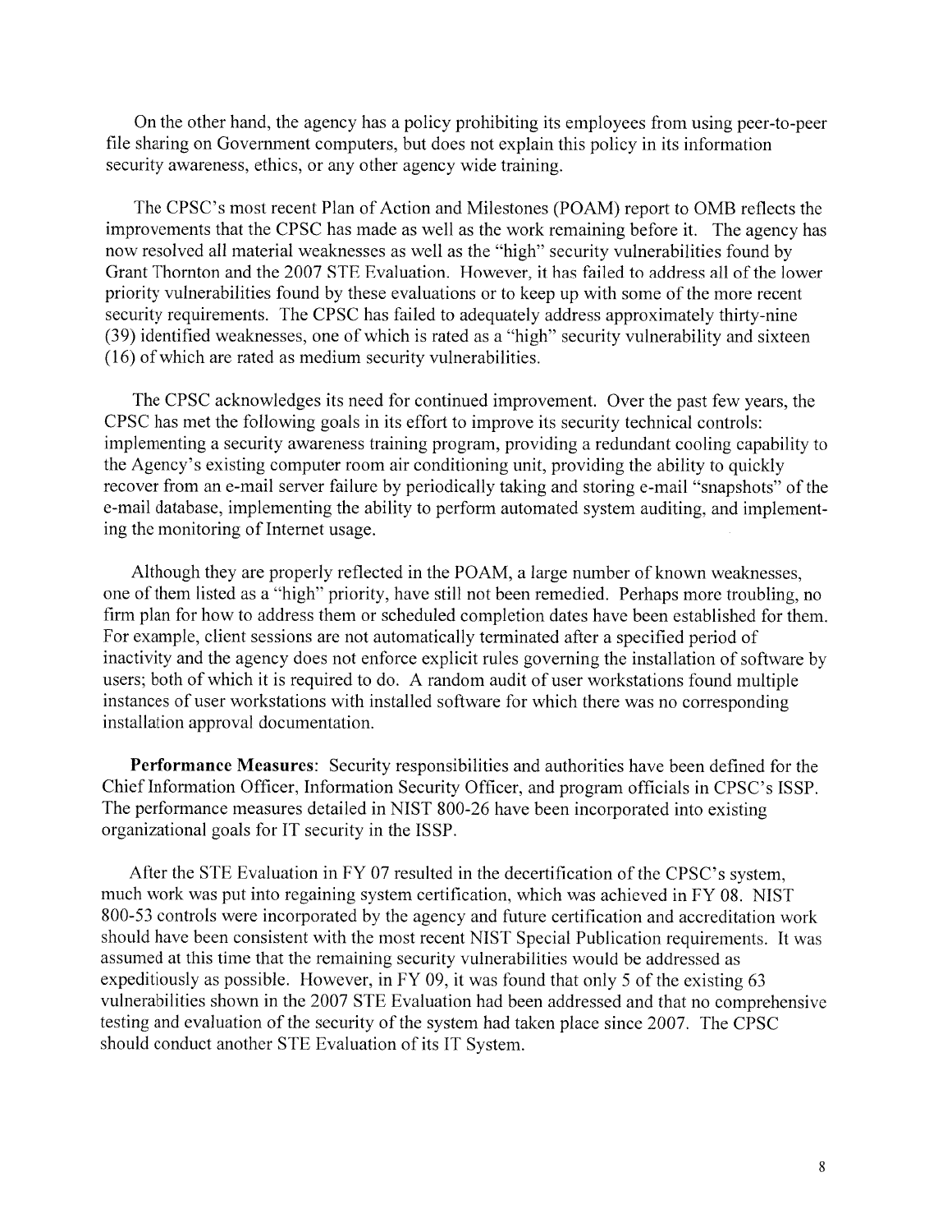On the other hand, the agency has a policy prohibiting its employees from using peer-to-peer file sharing on Government computers, but does not explain this policy in its information security awareness, ethics, or any other agency wide training.

The CPSC's most recent Plan of Action and Milestones (POAM) report to OMB reflects the improvements that the CPSC has made as well as the work remaining before it. The agency has now resolved all material weaknesses as well as the "high" security vulnerabilities found by Grant Thornton and the 2007 STE Evaluation. However, it has failed to address all of the lower priority vulnerabilities found by these evaluations or to keep up with some of the more recent security requirements. The CPSC has failed to adequately address approximately thirty-nine (39) identified weaknesses, one of which is rated as a "high" security vulnerability and sixteen (16) of which are rated as medium security vulnerabilities.

The CPSC acknowledges its need for continued improvement. Over the past few years, the CPSC has met the following goals in its effort to improve its security technical controls: implementing a security awareness training program, providing a redundant cooling capability to the Agency's existing computer room air conditioning unit, providing the ability to quickly recover from an e-mail server failure by periodically taking and storing e-mail "snapshots" of the e-mail database, implementing the ability to perform automated system auditing, and implementing the monitoring of Internet usage.

Although they are properly reflected in the POAM, a large number of known weaknesses, one of them listed as a "high" priority, have still not been remedied. Perhaps more troubling, no firm plan for how to address them or scheduled completion dates have been established for them. For example, client sessions are not automatically terminated after a specified period of inactivity and the agency does not enforce explicit rules governing the installation of software by users; both of which it is required to do. A random audit of user workstations found multiple instances of user workstations with installed software for which there was no corresponding installation approval documentation.

**Performance Measures**: Security responsibilities and authorities have been defined for the Chief Information Officer, Information Security Officer, and program officials in CPSC's ISSP. The performance measures detailed in NIST 800-26 have been incorporated into existing organizational goals for IT security in the ISSP.

After the STE Evaluation in FY 07 resulted in the decertification of the CPSC's system, much work was put into regaining system certification, which was achieved in FY 08. NIST 800-53 controls were incorporated by the agency and future certification and accreditation work should have been consistent with the most recent NIST Special Publication requirements. It was assumed at this time that the remaining security vulnerabilities would be addressed as expeditiously as possible. However, in FY 09, it was found that only 5 of the existing 63 vulnerabilities shown in the 2007 STE Evaluation had been addressed and that no comprehensive testing and evaluation of the security of the system had taken place since 2007. The CPSC should conduct another STE Evaluation of its IT System.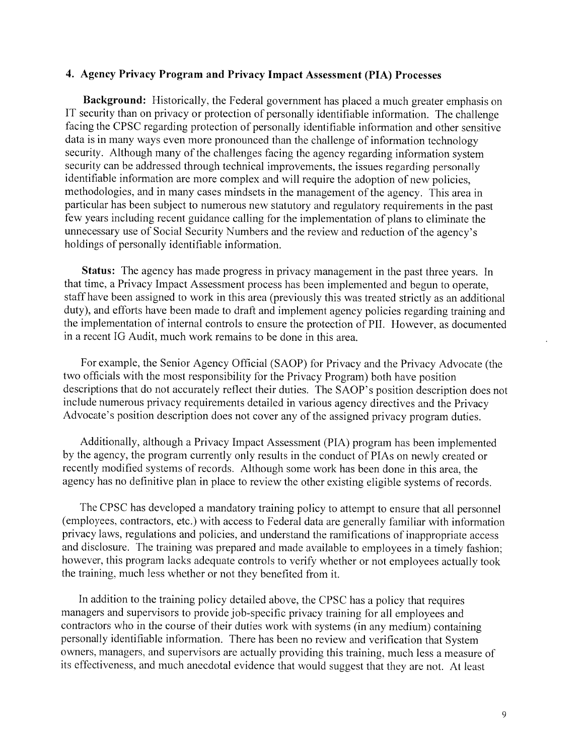### 4. Agency Privacy Program and Privacy Impact Assessment (PIA) Processes

**Background:** Historically, the Federal government has placed a much greater emphasis on IT security than on privacy or protection of personally identifiable information. The challenge facing the CPSC regarding protection of personally identifiable information and other sensitive data is in many ways even more pronounced than the challenge of information technology security. Although many of the challenges facing the agency regarding information system security can be addressed through technical improvements, the issues regarding personally identifiable information are more complex and will require the adoption of new policies, methodologies, and in many cases mindsets in the management of the agency. This area in particular has been subject to numerous new statutory and regulatory requirements in the past few years including recent guidance calling for the implementation of plans to eliminate the unnecessary use of Social Security Numbers and the review and reduction of the agency's holdings of personally identifiable information.

**Status:** The agency has made progress in privacy management in the past three years. In that time, a Privacy Impact Assessment process has been implemented and begun to operate, staff have been assigned to work in this area (previously this was treated strictly as an additional duty), and efforts have been made to draft and implement agency policies regarding training and the implementation of internal controls to ensure the protection of PII. However, as documented in a recent IG Audit, much work remains to be done in this area.

For example, the Senior Agency Official (SAOP) for Privacy and the Privacy Advocate (the two officials with the most responsibility for the Privacy Program) both have position descriptions that do not accurately reflect their duties. The SAOP's position description does not include numerous privacy requirements detailed in various agency directives and the Privacy Advocate's position description does not cover any of the assigned privacy program duties.

Additionally, although a Privacy Impact Assessment (PIA) program has been implemented by the agency, the program currently only results in the conduct of PIAs on newly created or recently modified systems of records. Although some work has been done in this area, the agency has no definitive plan in place to review the other existing eligible systems of records.

The CPSC has developed a mandatory training policy to attempt to ensure that all personnel (employees, contractors, etc.) with access to Federal data are generally familiar with information privacy laws, regulations and policies, and understand the ramifications of inappropriate access and disclosure. The training was prepared and made available to employees in a timely fashion; however, this program lacks adequate controls to verify whether or not employees actually took the training, much less whether or not they benefited from it.

In addition to the training policy detailed above, the CPSC has a policy that requires managers and supervisors to provide job-specific privacy training for all employees and contractors who in the course of their duties work with systems (in any medium) containing personally identifiable information. There has been no review and verification that System owners, managers, and supervisors are actually providing this training, much less a measure of its effectiveness, and much anecdotal evidence that would suggest that they are not. At least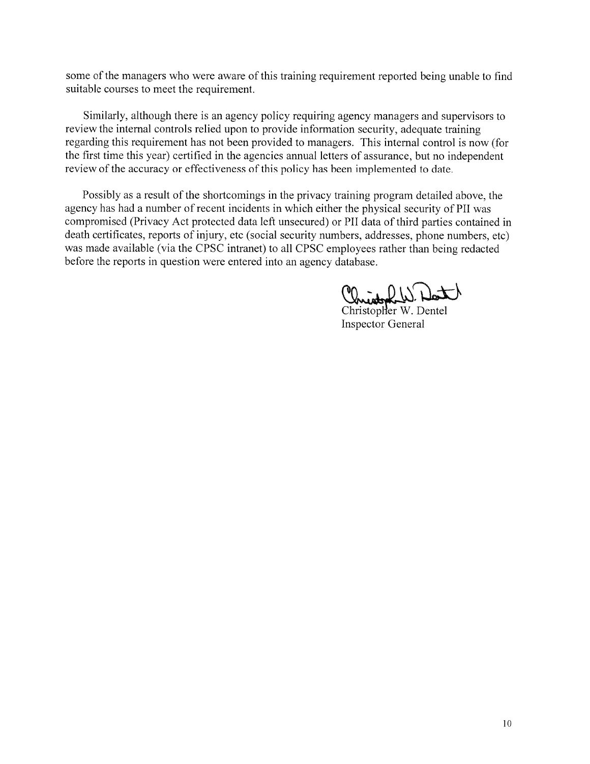some of the managers who were aware of this training requirement reported being unable to find suitable courses to meet the requirement.

Similarly, although there is an agency policy requiring agency managers and supervisors to review the internal controls relied upon to provide information security, adequate training regarding this requirement has not been provided to managers. This internal control is now (for the first time this year) certified in the agencies annual letters of assurance, but no independent review of the accuracy or effectiveness of this policy has been implemented to date.

Possibly as a result of the shortcomings in the privacy training program detailed above, the agency has had a number of recent incidents in which either the physical security of PII was compromised (Privacy Act protected data left unsecured) or PII data of third parties contained in death certificates, reports of injury, etc (social security numbers, addresses, phone numbers, etc) was made available (via the CPSC intranet) to all CPSC employees rather than being redacted before the reports in question were entered into an agency database.

Christopher W. Dentel
Inspector General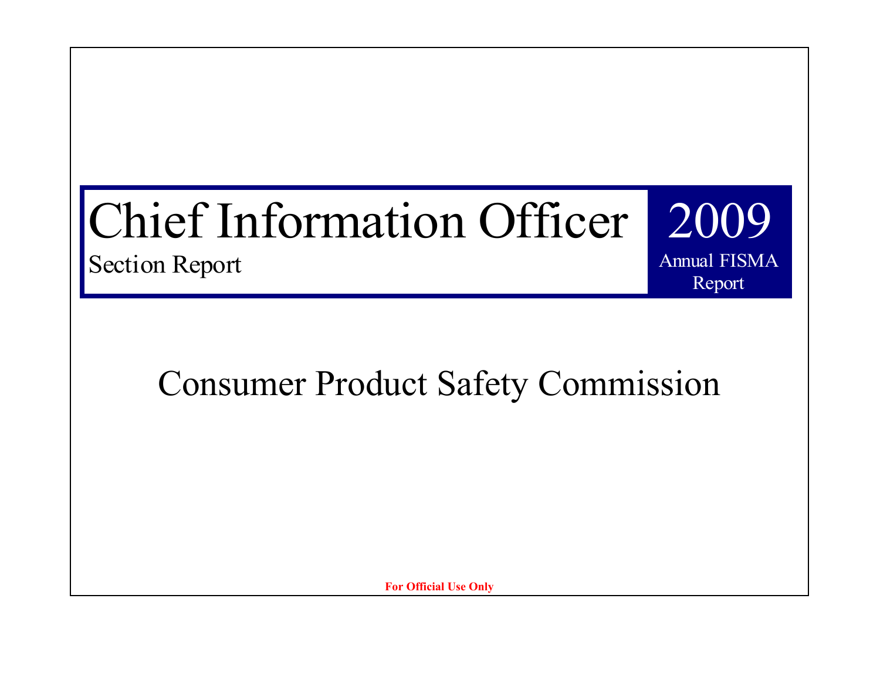# Chief Information Officer

Section Report

**2009**

Annual FISMA Report

## Consumer Product Safety Commission

**For Official Use Only**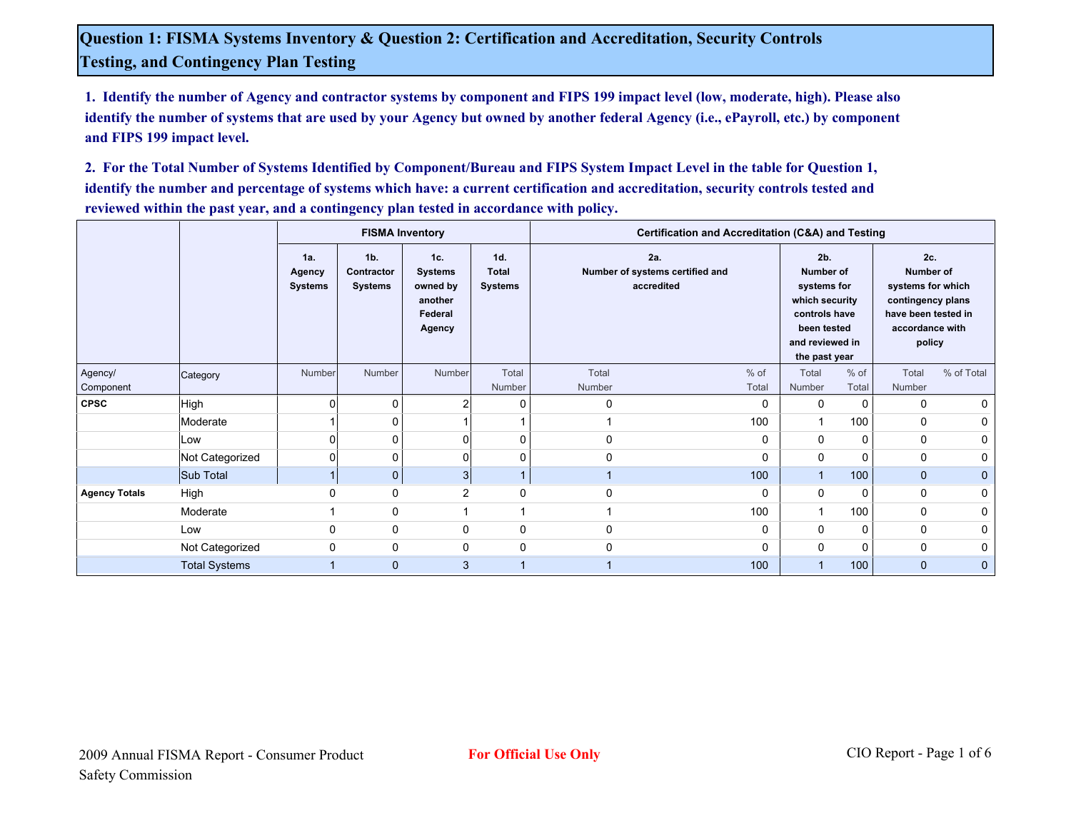## Question 1: FISMA Systems Inventory & Question 2: Certification and Accreditation, Security Controls Testing, and Contingency Plan Testing

**1. Identify the number of Agency and contractor systems by component and FIPS 199 impact level (low, moderate, high). Please also identify the number of systems that are used by your Agency but owned by another federal Agency (i.e., ePayroll, etc.) by component and FIPS 199 impact level.**

**2. For the Total Number of Systems Identified by Component/Bureau and FIPS System Impact Level in the table for Question 1, identify the number and percentage of systems which have: a current certification and accreditation, security controls tested and reviewed within the past year, and a contingency plan tested in accordance with policy.**

| | | FISMA Inventory | | | | Certification and Accreditation (C&A) and Testing | | | | | |
|---|---|---|---|---|---|---|---|---|---|---|---|
| | | 1a. Agency Systems | 1b. Contractor Systems | 1c. Systems owned by another Federal Agency | 1d. Total Systems | 2a. Number of systems certified and accredited | | 2b. Number of systems for which security controls have been tested and reviewed in the past year | | 2c. Number of systems for which contingency plans have been tested in accordance with policy | |
| Agency/ Component | Category | Number | Number | Number | Total Number | Total Number | % of Total | Total Number | % of Total | Total Number | % of Total |
| **CPSC** | High | 0 | 0 | 2 | 0 | 0 | 0 | 0 | 0 | 0 | 0 |
| | Moderate | 1 | 0 | 1 | 1 | 1 | 100 | 1 | 100 | 0 | 0 |
| | Low | 0 | 0 | 0 | 0 | 0 | 0 | 0 | 0 | 0 | 0 |
| | Not Categorized | 0 | 0 | 0 | 0 | 0 | 0 | 0 | 0 | 0 | 0 |
| | Sub Total | 1 | 0 | 3 | 1 | 1 | 100 | 1 | 100 | 0 | 0 |
| **Agency Totals** | High | 0 | 0 | 2 | 0 | 0 | 0 | 0 | 0 | 0 | 0 |
| | Moderate | 1 | 0 | 1 | 1 | 1 | 100 | 1 | 100 | 0 | 0 |
| | Low | 0 | 0 | 0 | 0 | 0 | 0 | 0 | 0 | 0 | 0 |
| | Not Categorized | 0 | 0 | 0 | 0 | 0 | 0 | 0 | 0 | 0 | 0 |
| | Total Systems | 1 | 0 | 3 | 1 | 1 | 100 | 1 | 100 | 0 | 0 |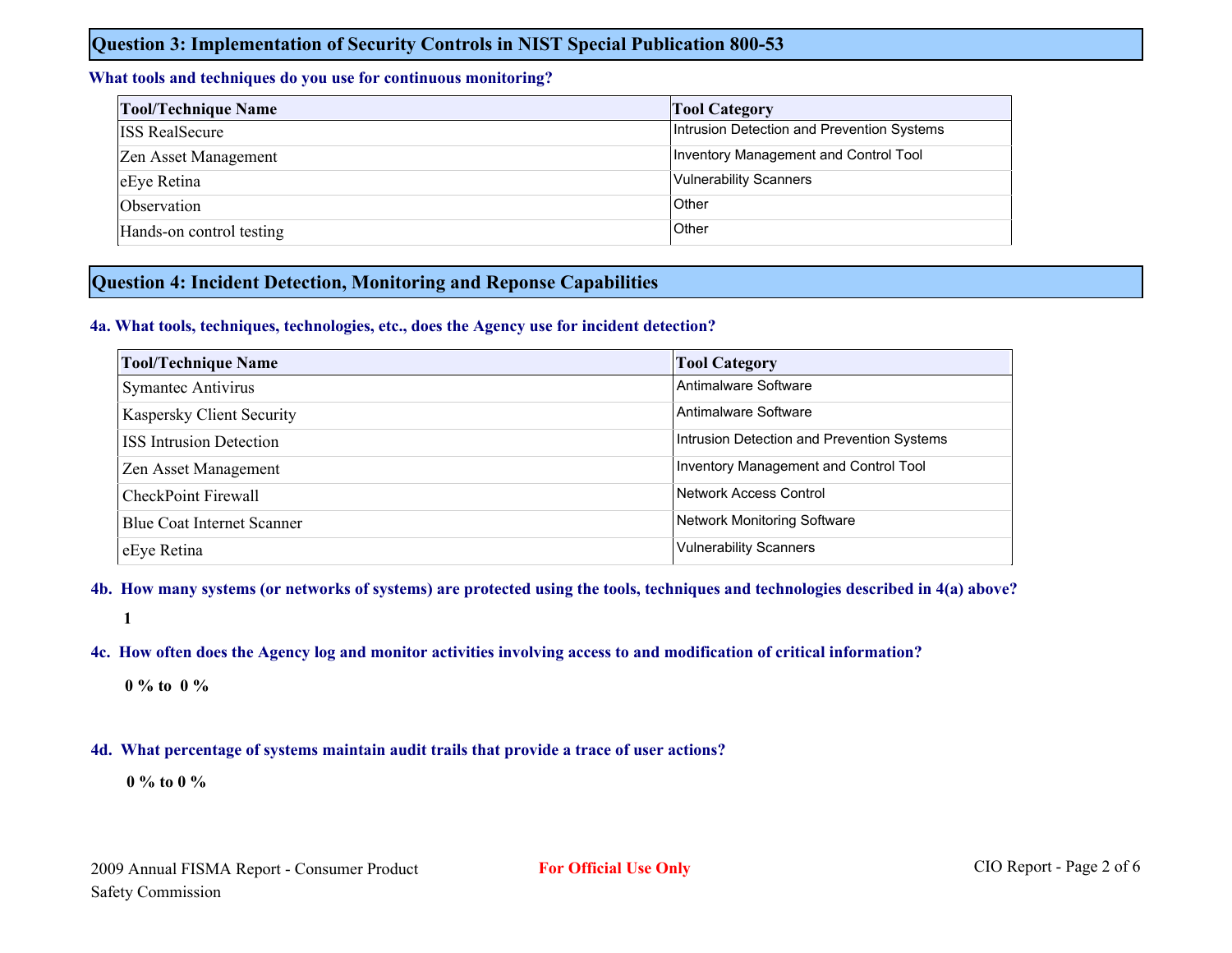## Question 3: Implementation of Security Controls in NIST Special Publication 800-53

**What tools and techniques do you use for continuous monitoring?**

| Tool/Technique Name | Tool Category |
| --- | --- |
| ISS RealSecure | Intrusion Detection and Prevention Systems |
| Zen Asset Management | Inventory Management and Control Tool |
| eEye Retina | Vulnerability Scanners |
| Observation | Other |
| Hands-on control testing | Other |

## Question 4: Incident Detection, Monitoring and Reponse Capabilities

**4a. What tools, techniques, technologies, etc., does the Agency use for incident detection?**

| Tool/Technique Name | Tool Category |
| --- | --- |
| Symantec Antivirus | Antimalware Software |
| Kaspersky Client Security | Antimalware Software |
| ISS Intrusion Detection | Intrusion Detection and Prevention Systems |
| Zen Asset Management | Inventory Management and Control Tool |
| CheckPoint Firewall | Network Access Control |
| Blue Coat Internet Scanner | Network Monitoring Software |
| eEye Retina | Vulnerability Scanners |

**4b. How many systems (or networks of systems) are protected using the tools, techniques and technologies described in 4(a) above?**

**1**

**4c. How often does the Agency log and monitor activities involving access to and modification of critical information?**

**0 % to 0 %**

**4d. What percentage of systems maintain audit trails that provide a trace of user actions?**

**0 % to 0 %**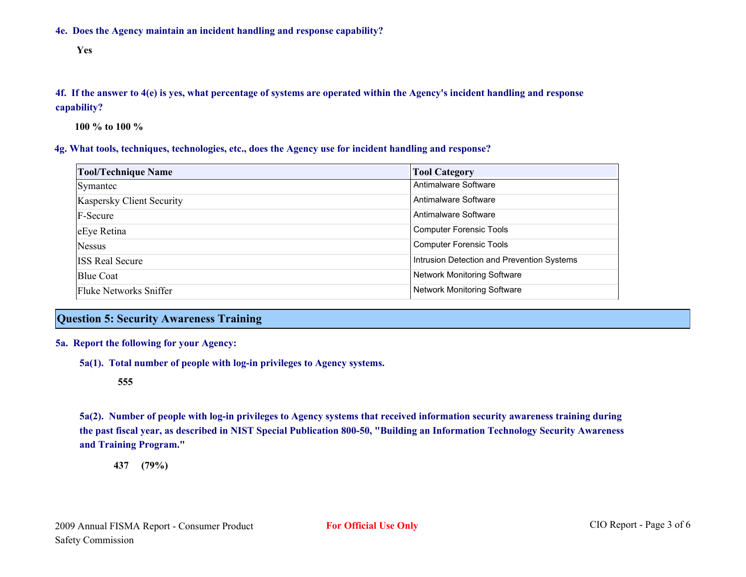**4e. Does the Agency maintain an incident handling and response capability?**

**Yes**

**4f. If the answer to 4(e) is yes, what percentage of systems are operated within the Agency's incident handling and response capability?**

**100 % to 100 %**

**4g. What tools, techniques, technologies, etc., does the Agency use for incident handling and response?**

| Tool/Technique Name | Tool Category |
|---|---|
| Symantec | Antimalware Software |
| Kaspersky Client Security | Antimalware Software |
| F-Secure | Antimalware Software |
| eEye Retina | Computer Forensic Tools |
| Nessus | Computer Forensic Tools |
| ISS Real Secure | Intrusion Detection and Prevention Systems |
| Blue Coat | Network Monitoring Software |
| Fluke Networks Sniffer | Network Monitoring Software |

## Question 5: Security Awareness Training

**5a. Report the following for your Agency:**

**5a(1). Total number of people with log-in privileges to Agency systems.**

**555**

**5a(2). Number of people with log-in privileges to Agency systems that received information security awareness training during the past fiscal year, as described in NIST Special Publication 800-50, "Building an Information Technology Security Awareness and Training Program."**

**437 (79%)**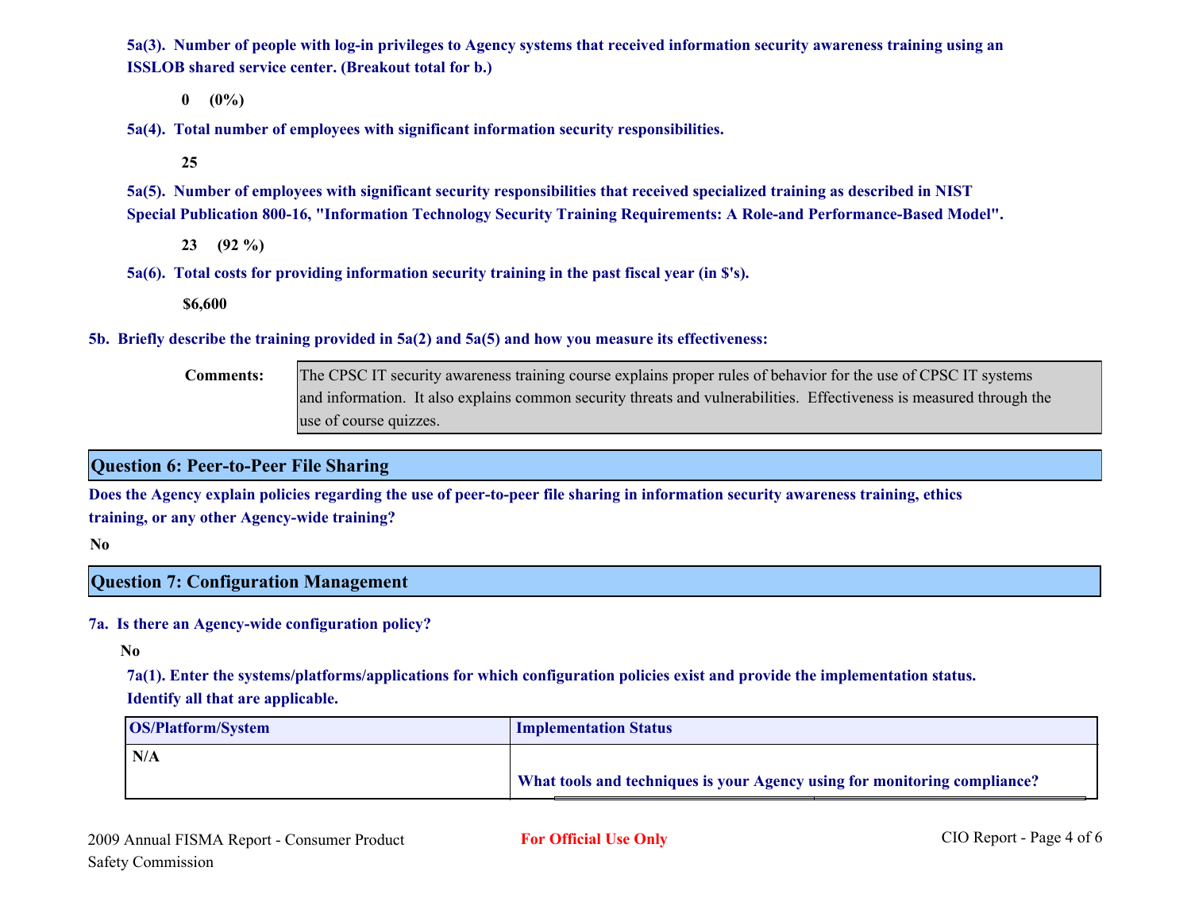**5a(3). Number of people with log-in privileges to Agency systems that received information security awareness training using an ISSLOB shared service center. (Breakout total for b.)**

**0 (0%)**

**5a(4). Total number of employees with significant information security responsibilities.**

**25**

**5a(5). Number of employees with significant security responsibilities that received specialized training as described in NIST Special Publication 800-16, "Information Technology Security Training Requirements: A Role-and Performance-Based Model".**

**23 (92 %)**

**5a(6). Total costs for providing information security training in the past fiscal year (in $'s).**

**$6,600**

**5b. Briefly describe the training provided in 5a(2) and 5a(5) and how you measure its effectiveness:**

**Comments:** The CPSC IT security awareness training course explains proper rules of behavior for the use of CPSC IT systems and information. It also explains common security threats and vulnerabilities. Effectiveness is measured through the use of course quizzes.

## Question 6: Peer-to-Peer File Sharing

**Does the Agency explain policies regarding the use of peer-to-peer file sharing in information security awareness training, ethics training, or any other Agency-wide training?**

**No**

## Question 7: Configuration Management

**7a. Is there an Agency-wide configuration policy?**

**No**

**7a(1). Enter the systems/platforms/applications for which configuration policies exist and provide the implementation status. Identify all that are applicable.**

| OS/Platform/System | Implementation Status |
|---|---|
| N/A | **What tools and techniques is your Agency using for monitoring compliance?** |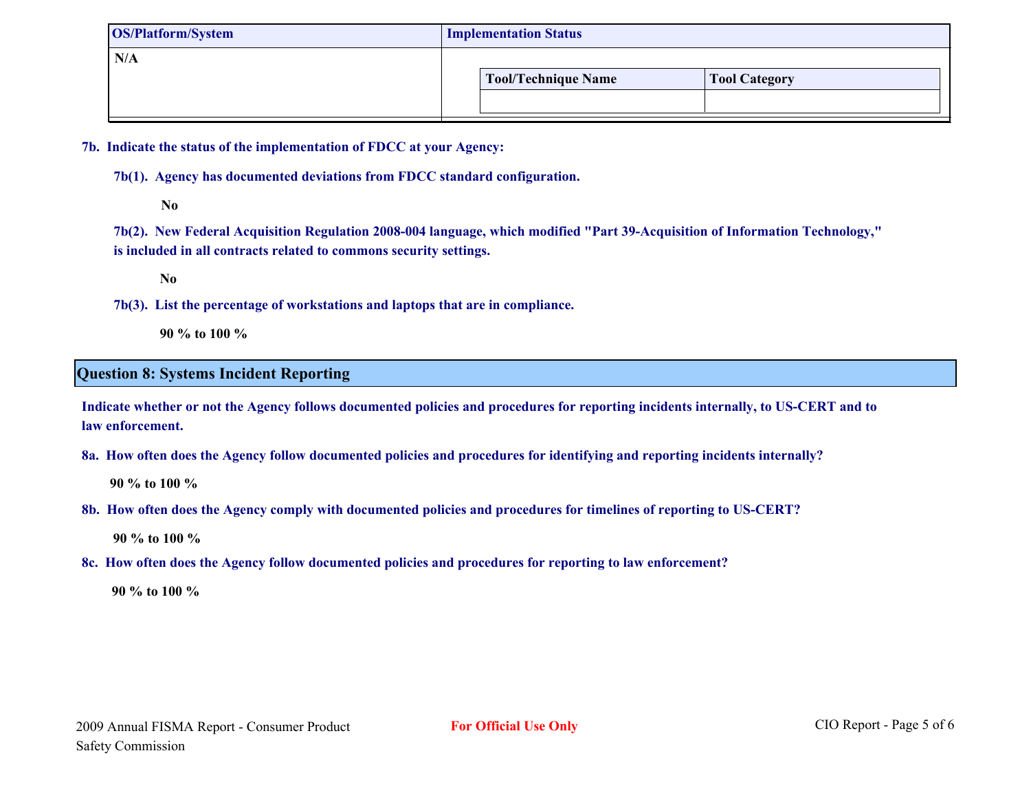| OS/Platform/System | Implementation Status | |
|---|---|---|
| N/A | **Tool/Technique Name** | **Tool Category** |
| | | |

**7b. Indicate the status of the implementation of FDCC at your Agency:**

**7b(1). Agency has documented deviations from FDCC standard configuration.**

**No**

**7b(2). New Federal Acquisition Regulation 2008-004 language, which modified "Part 39-Acquisition of Information Technology," is included in all contracts related to commons security settings.**

**No**

**7b(3). List the percentage of workstations and laptops that are in compliance.**

**90 % to 100 %**

## Question 8: Systems Incident Reporting

**Indicate whether or not the Agency follows documented policies and procedures for reporting incidents internally, to US-CERT and to law enforcement.**

**8a. How often does the Agency follow documented policies and procedures for identifying and reporting incidents internally?**

**90 % to 100 %**

**8b. How often does the Agency comply with documented policies and procedures for timelines of reporting to US-CERT?**

**90 % to 100 %**

**8c. How often does the Agency follow documented policies and procedures for reporting to law enforcement?**

**90 % to 100 %**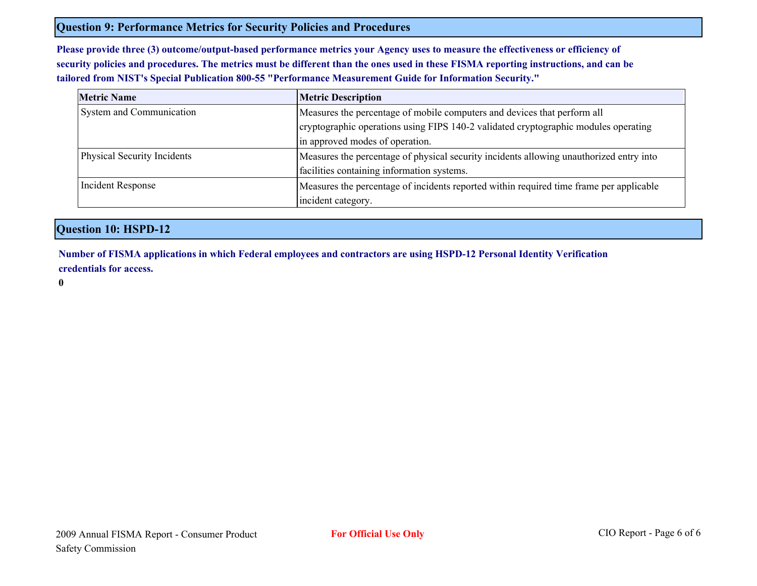## Question 9: Performance Metrics for Security Policies and Procedures

**Please provide three (3) outcome/output-based performance metrics your Agency uses to measure the effectiveness or efficiency of security policies and procedures. The metrics must be different than the ones used in these FISMA reporting instructions, and can be tailored from NIST's Special Publication 800-55 "Performance Measurement Guide for Information Security."**

| Metric Name | Metric Description |
|---|---|
| System and Communication | Measures the percentage of mobile computers and devices that perform all cryptographic operations using FIPS 140-2 validated cryptographic modules operating in approved modes of operation. |
| Physical Security Incidents | Measures the percentage of physical security incidents allowing unauthorized entry into facilities containing information systems. |
| Incident Response | Measures the percentage of incidents reported within required time frame per applicable incident category. |

## Question 10: HSPD-12

**Number of FISMA applications in which Federal employees and contractors are using HSPD-12 Personal Identity Verification credentials for access.**

**0**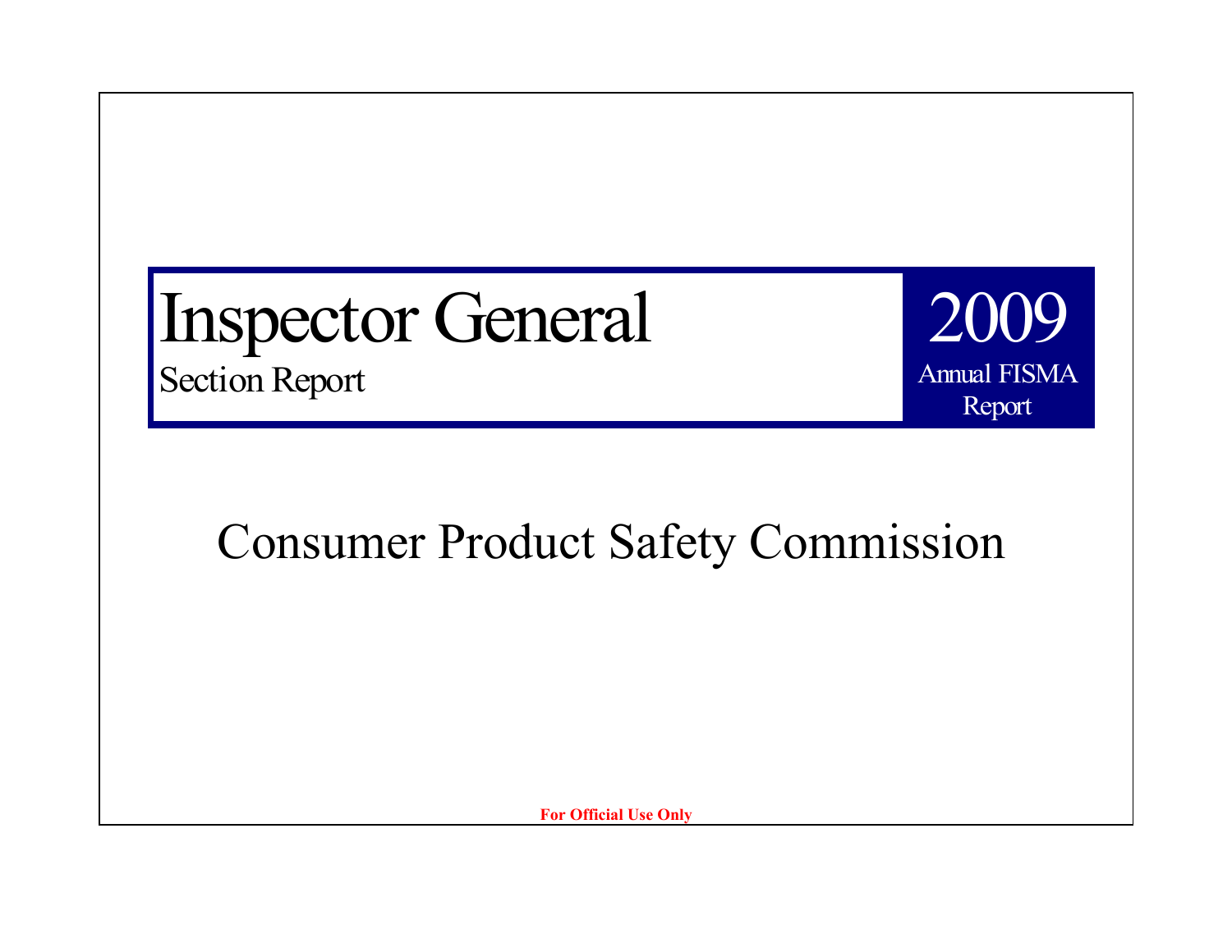# Inspector General

Section Report

## 2009

Annual FISMA Report

## Consumer Product Safety Commission

**For Official Use Only**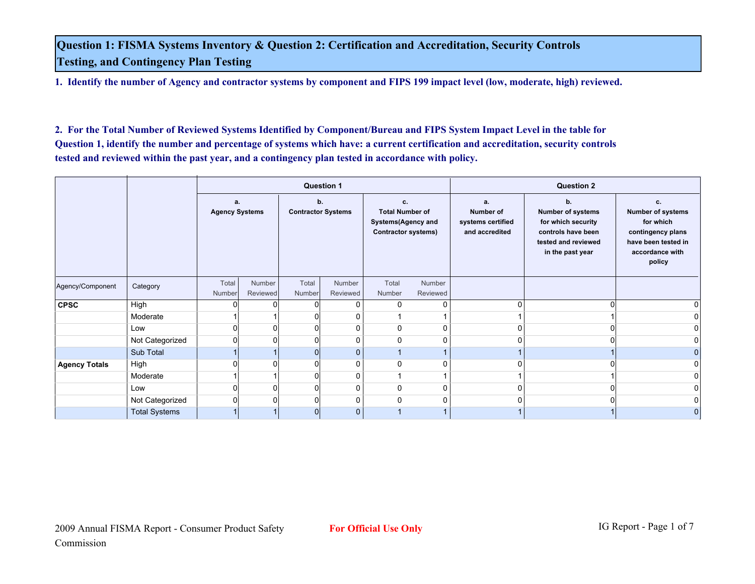## Question 1: FISMA Systems Inventory & Question 2: Certification and Accreditation, Security Controls Testing, and Contingency Plan Testing

**1. Identify the number of Agency and contractor systems by component and FIPS 199 impact level (low, moderate, high) reviewed.**

**2. For the Total Number of Reviewed Systems Identified by Component/Bureau and FIPS System Impact Level in the table for Question 1, identify the number and percentage of systems which have: a current certification and accreditation, security controls tested and reviewed within the past year, and a contingency plan tested in accordance with policy.**

| | | Question 1 | | | | | | Question 2 | | |
|---|---|---|---|---|---|---|---|---|---|---|
| | | a. Agency Systems | | b. Contractor Systems | | c. Total Number of Systems(Agency and Contractor systems) | | a. Number of systems certified and accredited | b. Number of systems for which security controls have been tested and reviewed in the past year | c. Number of systems for which contingency plans have been tested in accordance with policy |
| Agency/Component | Category | Total Number | Number Reviewed | Total Number | Number Reviewed | Total Number | Number Reviewed | | | |
| **CPSC** | High | 0 | 0 | 0 | 0 | 0 | 0 | 0 | 0 | 0 |
| | Moderate | 1 | 1 | 0 | 0 | 1 | 1 | 1 | 1 | 0 |
| | Low | 0 | 0 | 0 | 0 | 0 | 0 | 0 | 0 | 0 |
| | Not Categorized | 0 | 0 | 0 | 0 | 0 | 0 | 0 | 0 | 0 |
| | Sub Total | 1 | 1 | 0 | 0 | 1 | 1 | 1 | 1 | 0 |
| **Agency Totals** | High | 0 | 0 | 0 | 0 | 0 | 0 | 0 | 0 | 0 |
| | Moderate | 1 | 1 | 0 | 0 | 1 | 1 | 1 | 1 | 0 |
| | Low | 0 | 0 | 0 | 0 | 0 | 0 | 0 | 0 | 0 |
| | Not Categorized | 0 | 0 | 0 | 0 | 0 | 0 | 0 | 0 | 0 |
| | Total Systems | 1 | 1 | 0 | 0 | 1 | 1 | 1 | 1 | 0 |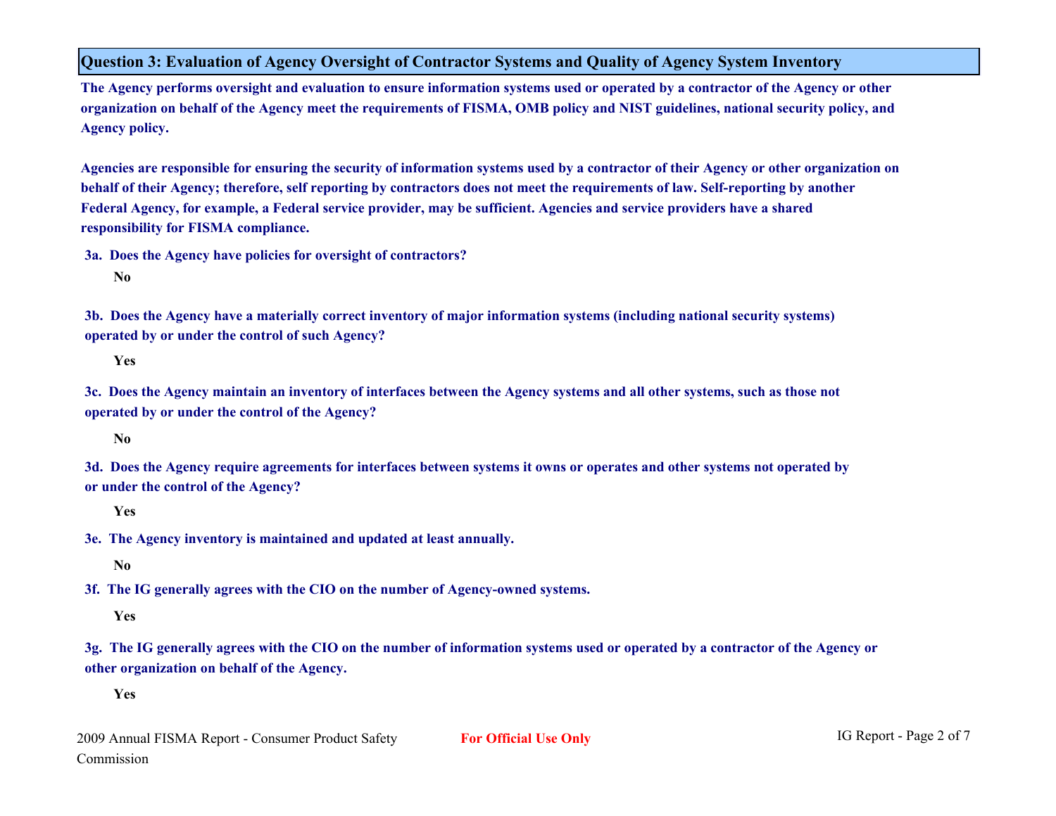## Question 3: Evaluation of Agency Oversight of Contractor Systems and Quality of Agency System Inventory

**The Agency performs oversight and evaluation to ensure information systems used or operated by a contractor of the Agency or other organization on behalf of the Agency meet the requirements of FISMA, OMB policy and NIST guidelines, national security policy, and Agency policy.**

**Agencies are responsible for ensuring the security of information systems used by a contractor of their Agency or other organization on behalf of their Agency; therefore, self reporting by contractors does not meet the requirements of law. Self-reporting by another Federal Agency, for example, a Federal service provider, may be sufficient. Agencies and service providers have a shared responsibility for FISMA compliance.**

**3a. Does the Agency have policies for oversight of contractors?**

**No**

**3b. Does the Agency have a materially correct inventory of major information systems (including national security systems) operated by or under the control of such Agency?**

**Yes**

**3c. Does the Agency maintain an inventory of interfaces between the Agency systems and all other systems, such as those not operated by or under the control of the Agency?**

**No**

**3d. Does the Agency require agreements for interfaces between systems it owns or operates and other systems not operated by or under the control of the Agency?**

**Yes**

**3e. The Agency inventory is maintained and updated at least annually.**

**No**

**3f. The IG generally agrees with the CIO on the number of Agency-owned systems.**

**Yes**

**3g. The IG generally agrees with the CIO on the number of information systems used or operated by a contractor of the Agency or other organization on behalf of the Agency.**

**Yes**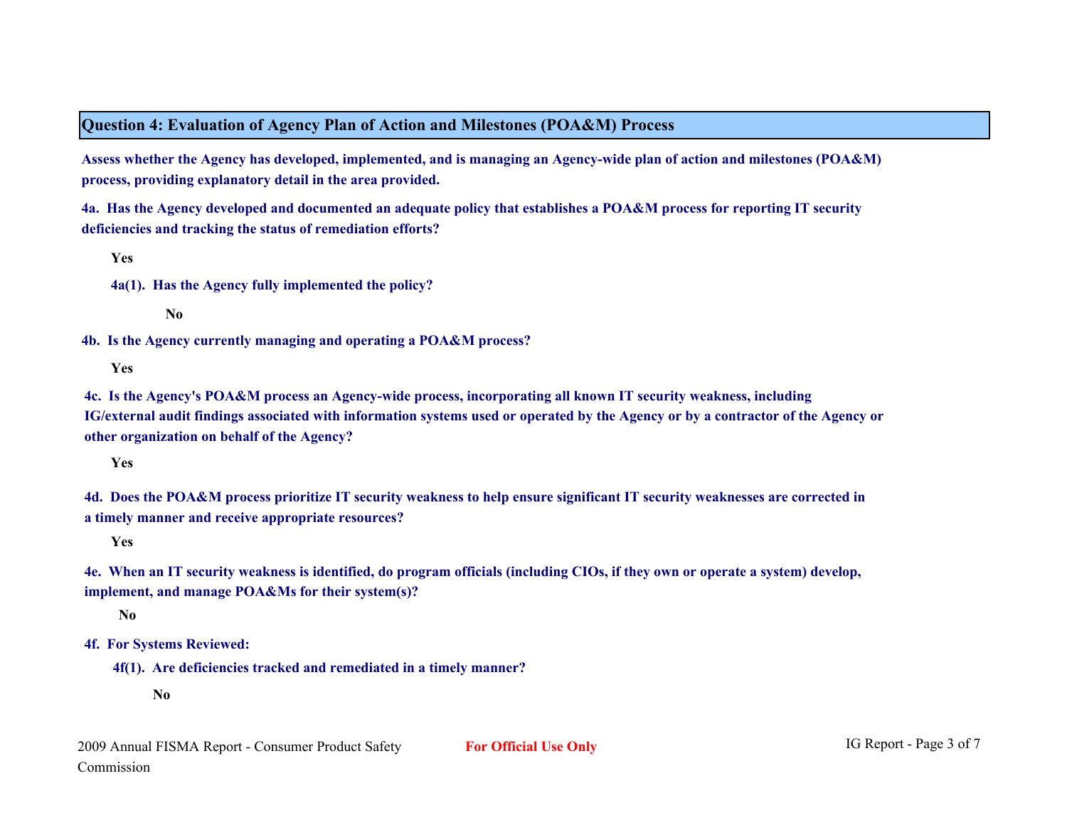## Question 4: Evaluation of Agency Plan of Action and Milestones (POA&M) Process

**Assess whether the Agency has developed, implemented, and is managing an Agency-wide plan of action and milestones (POA&M) process, providing explanatory detail in the area provided.**

**4a. Has the Agency developed and documented an adequate policy that establishes a POA&M process for reporting IT security deficiencies and tracking the status of remediation efforts?**

**Yes**

**4a(1). Has the Agency fully implemented the policy?**

**No**

**4b. Is the Agency currently managing and operating a POA&M process?**

**Yes**

**4c. Is the Agency's POA&M process an Agency-wide process, incorporating all known IT security weakness, including IG/external audit findings associated with information systems used or operated by the Agency or by a contractor of the Agency or other organization on behalf of the Agency?**

**Yes**

**4d. Does the POA&M process prioritize IT security weakness to help ensure significant IT security weaknesses are corrected in a timely manner and receive appropriate resources?**

**Yes**

**4e. When an IT security weakness is identified, do program officials (including CIOs, if they own or operate a system) develop, implement, and manage POA&Ms for their system(s)?**

**No**

**4f. For Systems Reviewed:**

**4f(1). Are deficiencies tracked and remediated in a timely manner?**

**No**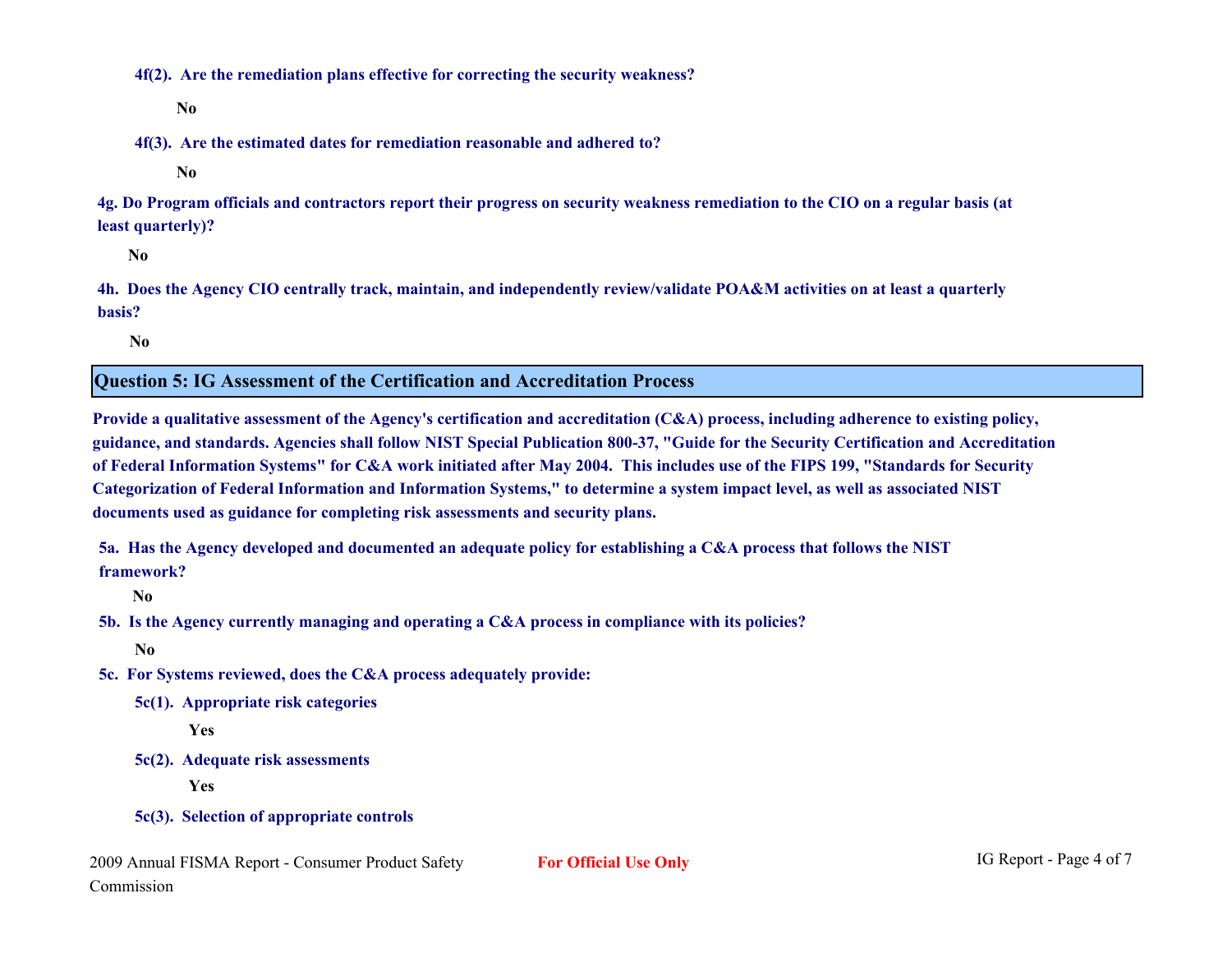**4f(2). Are the remediation plans effective for correcting the security weakness?**

**No**

**4f(3). Are the estimated dates for remediation reasonable and adhered to?**

**No**

**4g. Do Program officials and contractors report their progress on security weakness remediation to the CIO on a regular basis (at least quarterly)?**

**No**

**4h. Does the Agency CIO centrally track, maintain, and independently review/validate POA&M activities on at least a quarterly basis?**

**No**

## Question 5: IG Assessment of the Certification and Accreditation Process

**Provide a qualitative assessment of the Agency's certification and accreditation (C&A) process, including adherence to existing policy, guidance, and standards. Agencies shall follow NIST Special Publication 800-37, "Guide for the Security Certification and Accreditation of Federal Information Systems" for C&A work initiated after May 2004. This includes use of the FIPS 199, "Standards for Security Categorization of Federal Information and Information Systems," to determine a system impact level, as well as associated NIST documents used as guidance for completing risk assessments and security plans.**

**5a. Has the Agency developed and documented an adequate policy for establishing a C&A process that follows the NIST framework?**

**No**

**5b. Is the Agency currently managing and operating a C&A process in compliance with its policies?**

**No**

**5c. For Systems reviewed, does the C&A process adequately provide:**

**5c(1). Appropriate risk categories**

**Yes**

**5c(2). Adequate risk assessments**

**Yes**

**5c(3). Selection of appropriate controls**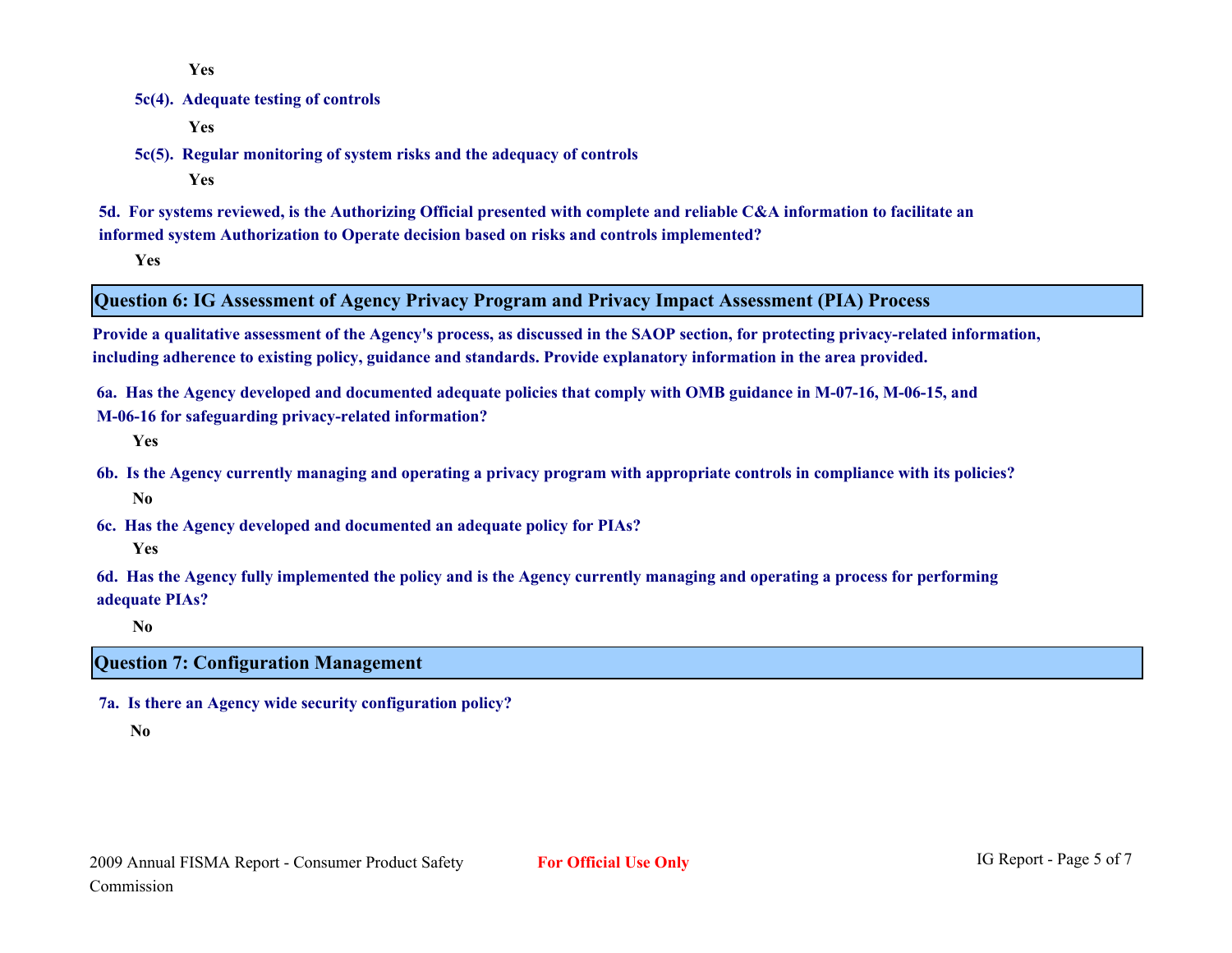**Yes**

**5c(4). Adequate testing of controls**

**Yes**

**5c(5). Regular monitoring of system risks and the adequacy of controls**

**Yes**

**5d. For systems reviewed, is the Authorizing Official presented with complete and reliable C&A information to facilitate an informed system Authorization to Operate decision based on risks and controls implemented?**

**Yes**

## Question 6: IG Assessment of Agency Privacy Program and Privacy Impact Assessment (PIA) Process

**Provide a qualitative assessment of the Agency's process, as discussed in the SAOP section, for protecting privacy-related information, including adherence to existing policy, guidance and standards. Provide explanatory information in the area provided.**

**6a. Has the Agency developed and documented adequate policies that comply with OMB guidance in M-07-16, M-06-15, and M-06-16 for safeguarding privacy-related information?**

**Yes**

**6b. Is the Agency currently managing and operating a privacy program with appropriate controls in compliance with its policies?**

**No**

**6c. Has the Agency developed and documented an adequate policy for PIAs?**

**Yes**

**6d. Has the Agency fully implemented the policy and is the Agency currently managing and operating a process for performing adequate PIAs?**

**No**

## Question 7: Configuration Management

**7a. Is there an Agency wide security configuration policy?**

**No**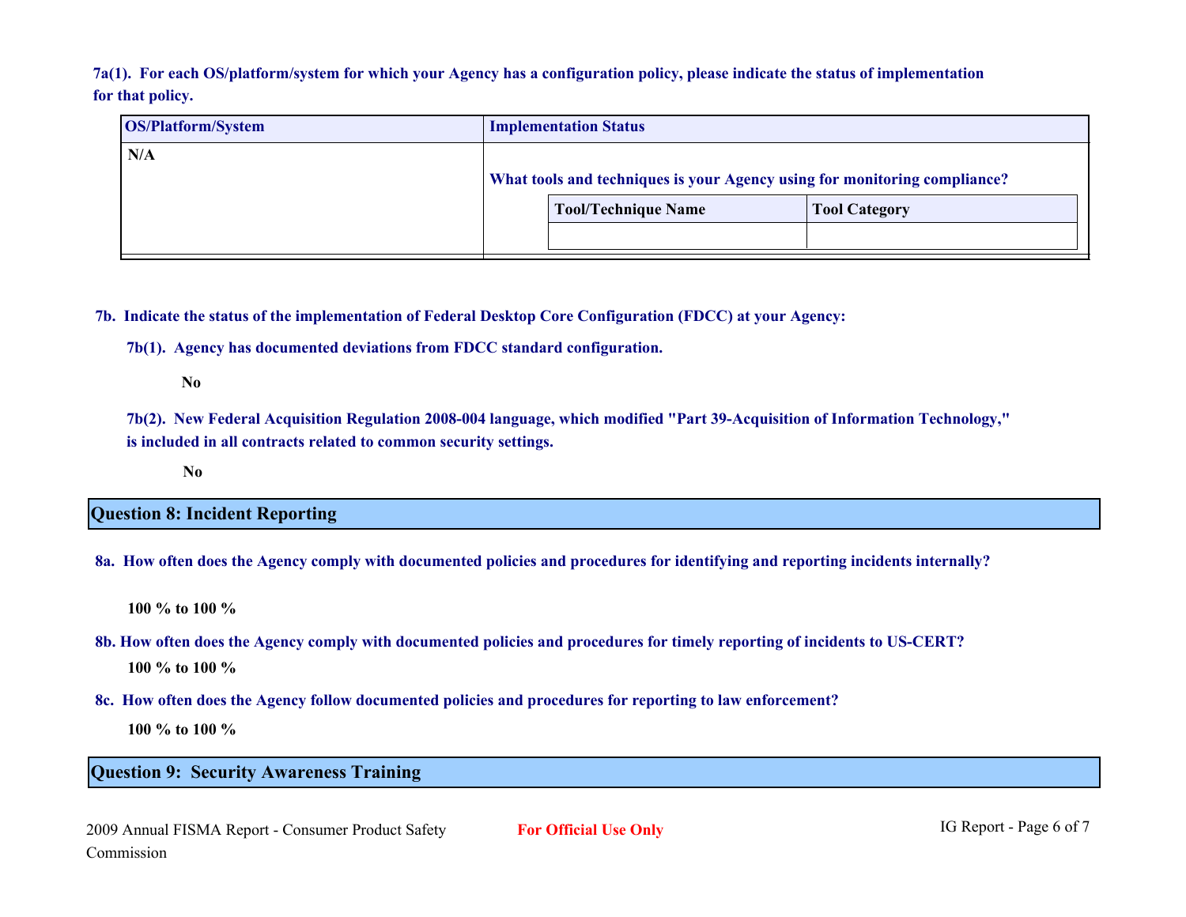**7a(1). For each OS/platform/system for which your Agency has a configuration policy, please indicate the status of implementation for that policy.**

| OS/Platform/System | Implementation Status |
| --- | --- |
| N/A | **What tools and techniques is your Agency using for monitoring compliance?** |

| Tool/Technique Name | Tool Category |
| --- | --- |
| | |

**7b. Indicate the status of the implementation of Federal Desktop Core Configuration (FDCC) at your Agency:**

**7b(1). Agency has documented deviations from FDCC standard configuration.**

**No**

**7b(2). New Federal Acquisition Regulation 2008-004 language, which modified "Part 39-Acquisition of Information Technology," is included in all contracts related to common security settings.**

**No**

## Question 8: Incident Reporting

**8a. How often does the Agency comply with documented policies and procedures for identifying and reporting incidents internally?**

**100 % to 100 %**

**8b. How often does the Agency comply with documented policies and procedures for timely reporting of incidents to US-CERT?**

**100 % to 100 %**

**8c. How often does the Agency follow documented policies and procedures for reporting to law enforcement?**

**100 % to 100 %**

## Question 9: Security Awareness Training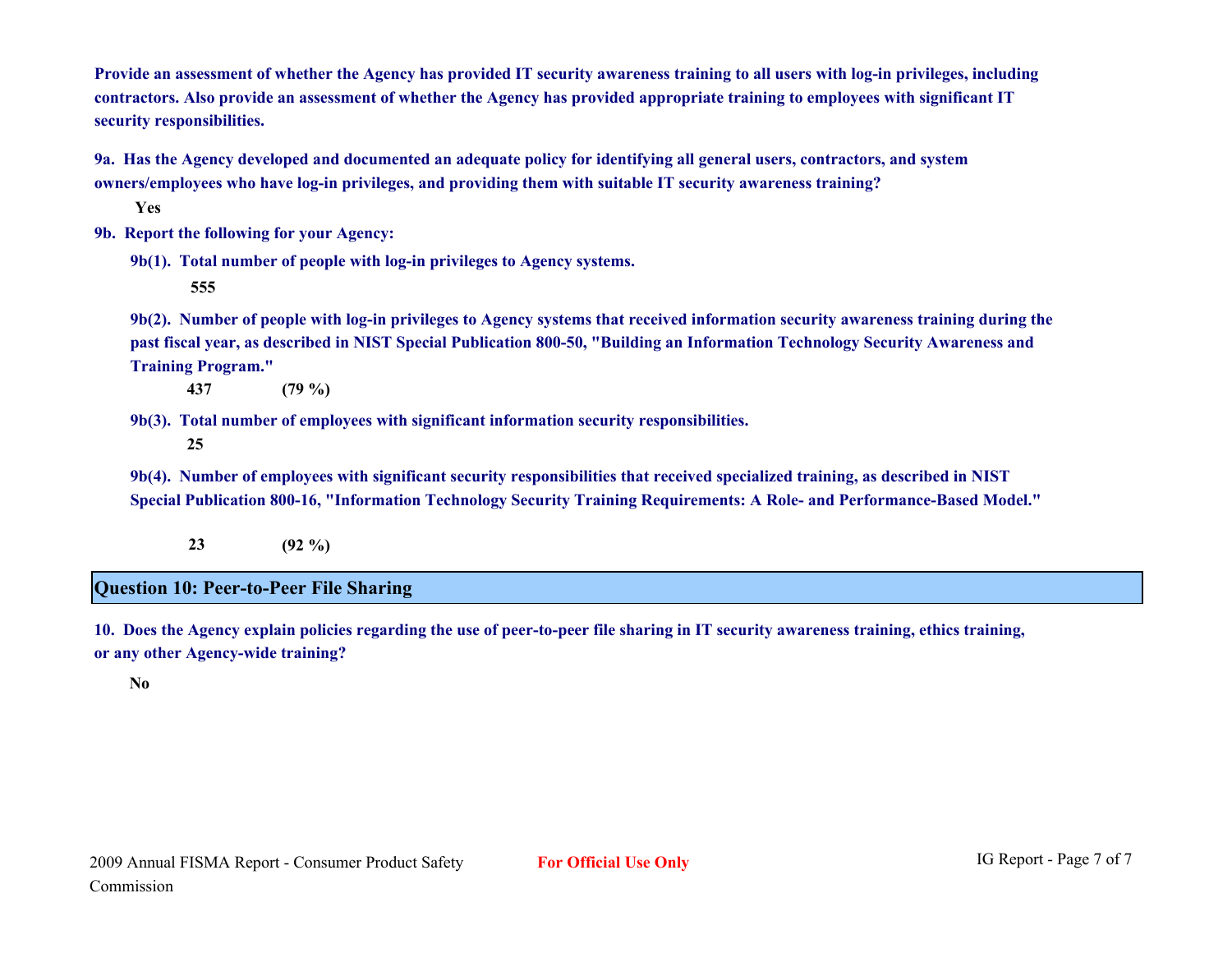**Provide an assessment of whether the Agency has provided IT security awareness training to all users with log-in privileges, including contractors. Also provide an assessment of whether the Agency has provided appropriate training to employees with significant IT security responsibilities.**

**9a. Has the Agency developed and documented an adequate policy for identifying all general users, contractors, and system owners/employees who have log-in privileges, and providing them with suitable IT security awareness training?**

**Yes**

**9b. Report the following for your Agency:**

**9b(1). Total number of people with log-in privileges to Agency systems.**

**555**

**9b(2). Number of people with log-in privileges to Agency systems that received information security awareness training during the past fiscal year, as described in NIST Special Publication 800-50, "Building an Information Technology Security Awareness and Training Program."**

**437 (79 %)**

**9b(3). Total number of employees with significant information security responsibilities.**

**25**

**9b(4). Number of employees with significant security responsibilities that received specialized training, as described in NIST Special Publication 800-16, "Information Technology Security Training Requirements: A Role- and Performance-Based Model."**

**23 (92 %)**

## Question 10: Peer-to-Peer File Sharing

**10. Does the Agency explain policies regarding the use of peer-to-peer file sharing in IT security awareness training, ethics training, or any other Agency-wide training?**

**No**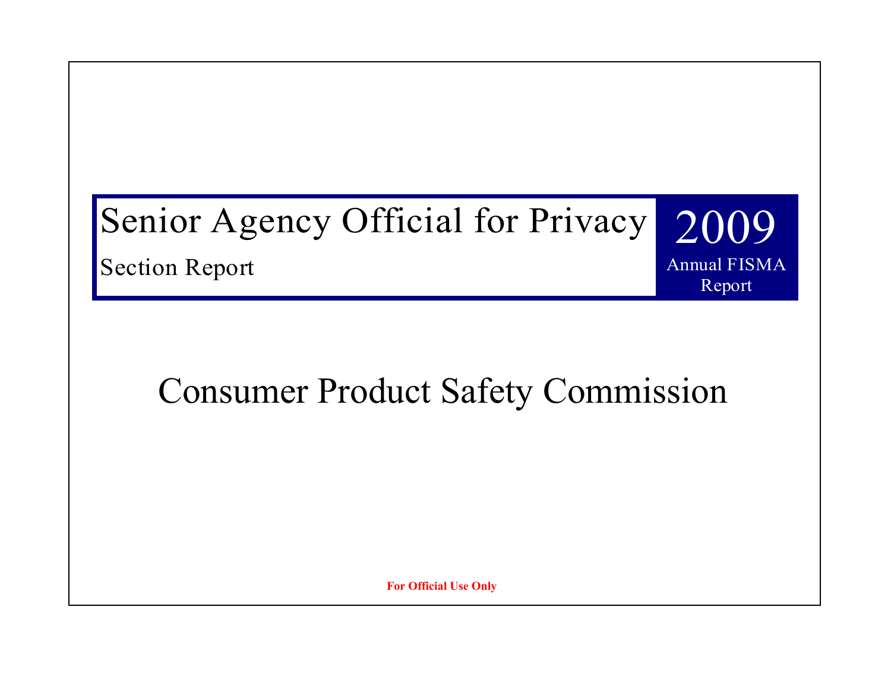# Senior Agency Official for Privacy

## Section Report

# 2009

Annual FISMA Report

# Consumer Product Safety Commission

**For Official Use Only**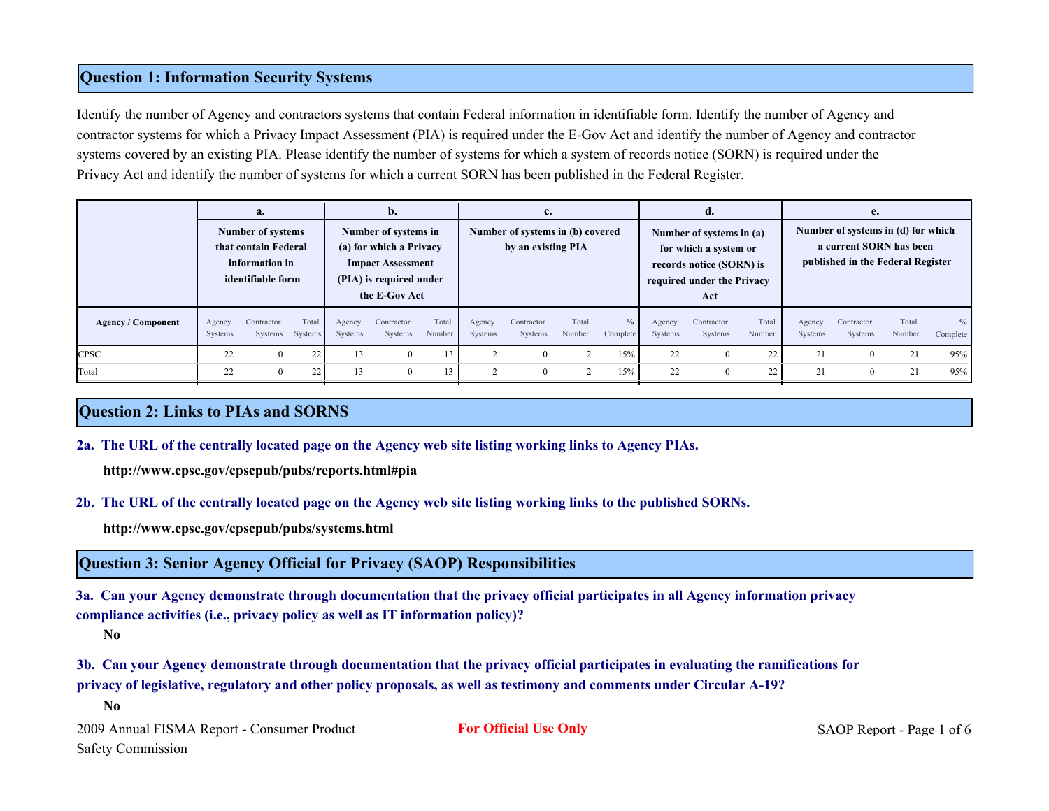## Question 1: Information Security Systems

Identify the number of Agency and contractors systems that contain Federal information in identifiable form. Identify the number of Agency and contractor systems for which a Privacy Impact Assessment (PIA) is required under the E-Gov Act and identify the number of Agency and contractor systems covered by an existing PIA. Please identify the number of systems for which a system of records notice (SORN) is required under the Privacy Act and identify the number of systems for which a current SORN has been published in the Federal Register.

| | a. Number of systems that contain Federal information in identifiable form | | | b. Number of systems in (a) for which a Privacy Impact Assessment (PIA) is required under the E-Gov Act | | | c. Number of systems in (b) covered by an existing PIA | | | | d. Number of systems in (a) for which a system or records notice (SORN) is required under the Privacy Act | | | e. Number of systems in (d) for which a current SORN has been published in the Federal Register | | | |
|---|---|---|---|---|---|---|---|---|---|---|---|---|---|---|---|---|---|
| **Agency / Component** | Agency Systems | Contractor Systems | Total Systems | Agency Systems | Contractor Systems | Total Number | Agency Systems | Contractor Systems | Total Number. | % Complete | Agency Systems | Contractor Systems | Total Number. | Agency Systems | Contractor Systems | Total Number | % Complete |
| CPSC | 22 | 0 | 22 | 13 | 0 | 13 | 2 | 0 | 2 | 15% | 22 | 0 | 22 | 21 | 0 | 21 | 95% |
| Total | 22 | 0 | 22 | 13 | 0 | 13 | 2 | 0 | 2 | 15% | 22 | 0 | 22 | 21 | 0 | 21 | 95% |

## Question 2: Links to PIAs and SORNS

**2a. The URL of the centrally located page on the Agency web site listing working links to Agency PIAs.**

**http://www.cpsc.gov/cpscpub/pubs/reports.html#pia**

**2b. The URL of the centrally located page on the Agency web site listing working links to the published SORNs.**

**http://www.cpsc.gov/cpscpub/pubs/systems.html**

## Question 3: Senior Agency Official for Privacy (SAOP) Responsibilities

**3a. Can your Agency demonstrate through documentation that the privacy official participates in all Agency information privacy compliance activities (i.e., privacy policy as well as IT information policy)?**

**No**

**3b. Can your Agency demonstrate through documentation that the privacy official participates in evaluating the ramifications for privacy of legislative, regulatory and other policy proposals, as well as testimony and comments under Circular A-19?**

**No**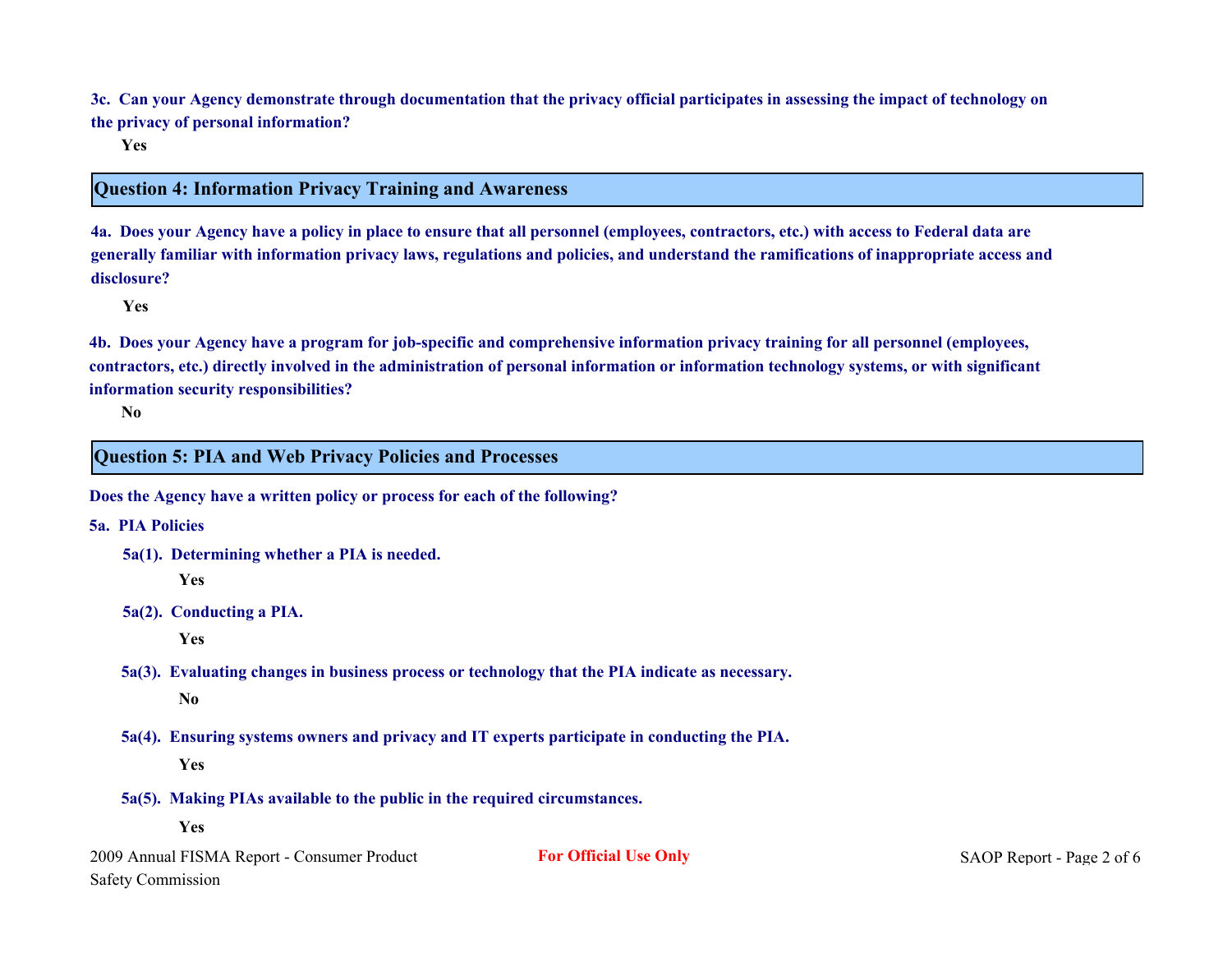**3c. Can your Agency demonstrate through documentation that the privacy official participates in assessing the impact of technology on the privacy of personal information?**

Yes

## Question 4: Information Privacy Training and Awareness

**4a. Does your Agency have a policy in place to ensure that all personnel (employees, contractors, etc.) with access to Federal data are generally familiar with information privacy laws, regulations and policies, and understand the ramifications of inappropriate access and disclosure?**

Yes

**4b. Does your Agency have a program for job-specific and comprehensive information privacy training for all personnel (employees, contractors, etc.) directly involved in the administration of personal information or information technology systems, or with significant information security responsibilities?**

No

## Question 5: PIA and Web Privacy Policies and Processes

**Does the Agency have a written policy or process for each of the following?**

**5a. PIA Policies**

**5a(1). Determining whether a PIA is needed.**

Yes

**5a(2). Conducting a PIA.**

Yes

**5a(3). Evaluating changes in business process or technology that the PIA indicate as necessary.**

No

**5a(4). Ensuring systems owners and privacy and IT experts participate in conducting the PIA.**

Yes

**5a(5). Making PIAs available to the public in the required circumstances.**

Yes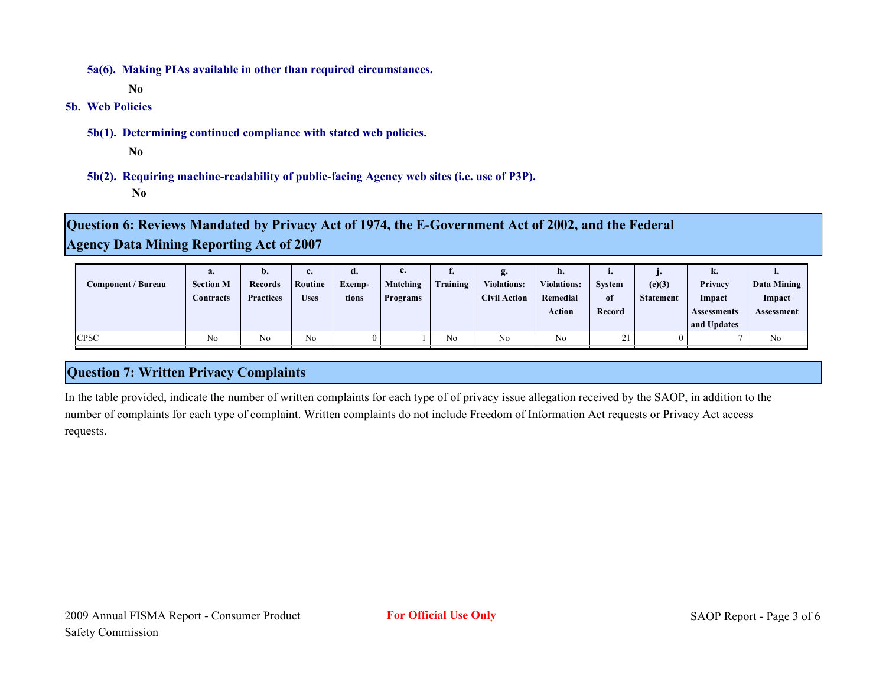**5a(6). Making PIAs available in other than required circumstances.**

**No**

**5b. Web Policies**

**5b(1). Determining continued compliance with stated web policies.**

**No**

**5b(2). Requiring machine-readability of public-facing Agency web sites (i.e. use of P3P).**

**No**

## Question 6: Reviews Mandated by Privacy Act of 1974, the E-Government Act of 2002, and the Federal Agency Data Mining Reporting Act of 2007

| Component / Bureau | a. Section M Contracts | b. Records Practices | c. Routine Uses | d. Exemp-tions | e. Matching Programs | f. Training | g. Violations: Civil Action | h. Violations: Remedial Action | i. System of Record | j. (e)(3) Statement | k. Privacy Impact Assessments and Updates | l. Data Mining Impact Assessment |
|---|---|---|---|---|---|---|---|---|---|---|---|---|
| CPSC | No | No | No | 0 | 1 | No | No | No | 21 | 0 | 7 | No |

## Question 7: Written Privacy Complaints

In the table provided, indicate the number of written complaints for each type of of privacy issue allegation received by the SAOP, in addition to the number of complaints for each type of complaint. Written complaints do not include Freedom of Information Act requests or Privacy Act access requests.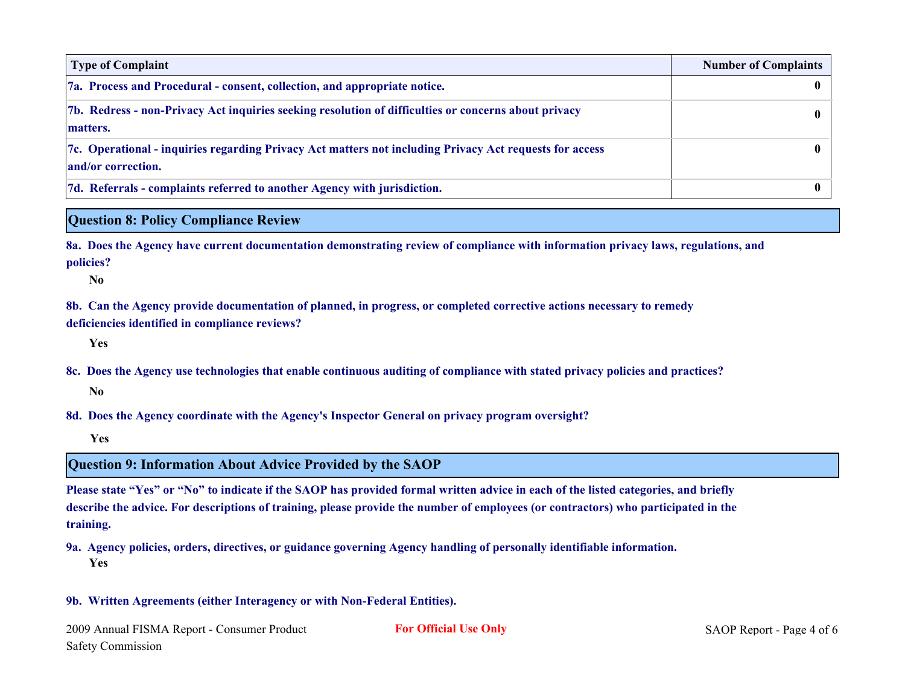| Type of Complaint | Number of Complaints |
|---|---|
| 7a. Process and Procedural - consent, collection, and appropriate notice. | 0 |
| 7b. Redress - non-Privacy Act inquiries seeking resolution of difficulties or concerns about privacy matters. | 0 |
| 7c. Operational - inquiries regarding Privacy Act matters not including Privacy Act requests for access and/or correction. | 0 |
| 7d. Referrals - complaints referred to another Agency with jurisdiction. | 0 |

## Question 8: Policy Compliance Review

**8a. Does the Agency have current documentation demonstrating review of compliance with information privacy laws, regulations, and policies?**

**No**

**8b. Can the Agency provide documentation of planned, in progress, or completed corrective actions necessary to remedy deficiencies identified in compliance reviews?**

**Yes**

**8c. Does the Agency use technologies that enable continuous auditing of compliance with stated privacy policies and practices?**

**No**

**8d. Does the Agency coordinate with the Agency's Inspector General on privacy program oversight?**

**Yes**

## Question 9: Information About Advice Provided by the SAOP

**Please state "Yes" or "No" to indicate if the SAOP has provided formal written advice in each of the listed categories, and briefly describe the advice. For descriptions of training, please provide the number of employees (or contractors) who participated in the training.**

**9a. Agency policies, orders, directives, or guidance governing Agency handling of personally identifiable information.**

**Yes**

**9b. Written Agreements (either Interagency or with Non-Federal Entities).**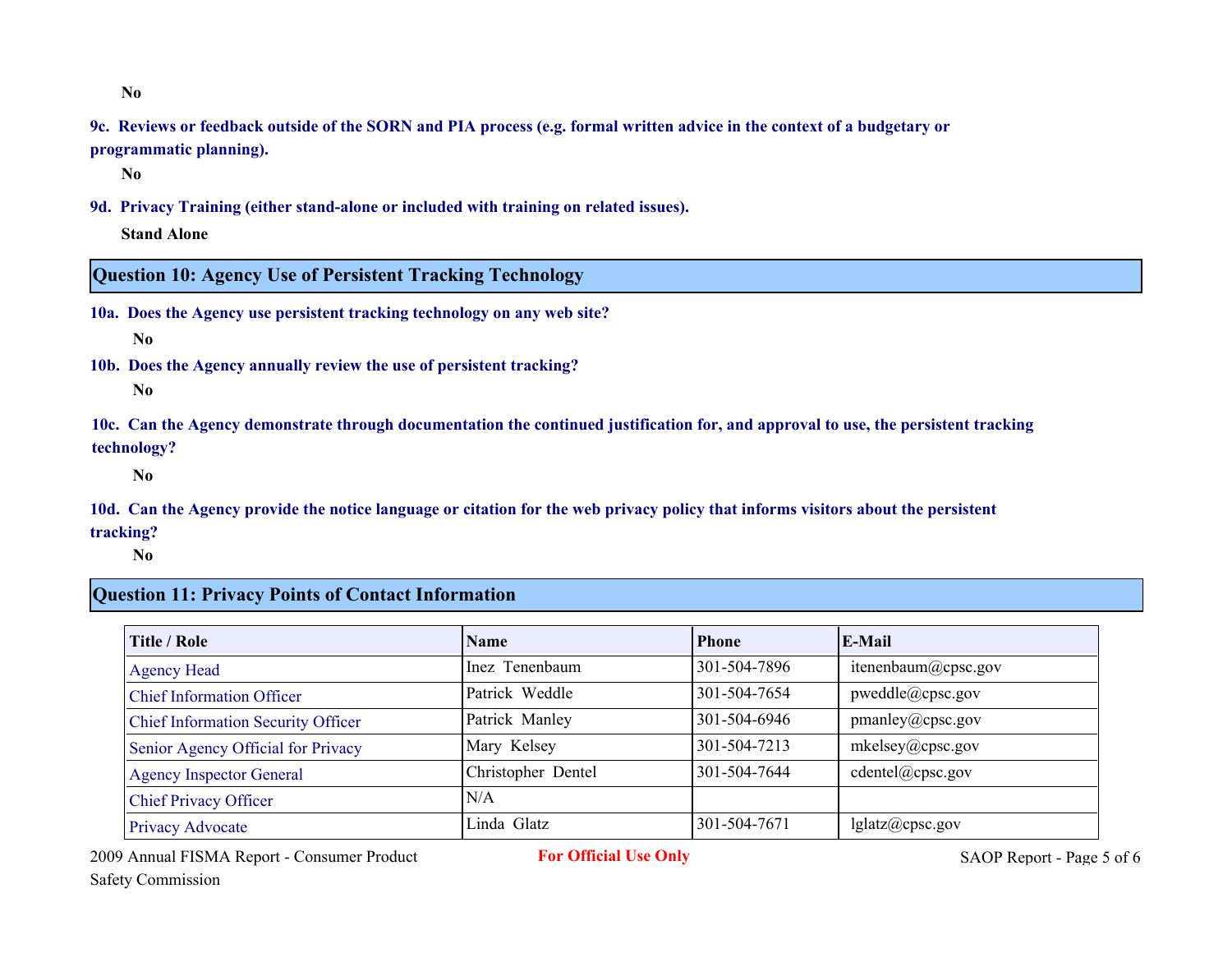**No**

**9c. Reviews or feedback outside of the SORN and PIA process (e.g. formal written advice in the context of a budgetary or programmatic planning).**

**No**

**9d. Privacy Training (either stand-alone or included with training on related issues).**

**Stand Alone**

## Question 10: Agency Use of Persistent Tracking Technology

**10a. Does the Agency use persistent tracking technology on any web site?**

**No**

**10b. Does the Agency annually review the use of persistent tracking?**

**No**

**10c. Can the Agency demonstrate through documentation the continued justification for, and approval to use, the persistent tracking technology?**

**No**

**10d. Can the Agency provide the notice language or citation for the web privacy policy that informs visitors about the persistent tracking?**

**No**

## Question 11: Privacy Points of Contact Information

| Title / Role | Name | Phone | E-Mail |
|---|---|---|---|
| Agency Head | Inez Tenenbaum | 301-504-7896 | itenenbaum@cpsc.gov |
| Chief Information Officer | Patrick Weddle | 301-504-7654 | pweddle@cpsc.gov |
| Chief Information Security Officer | Patrick Manley | 301-504-6946 | pmanley@cpsc.gov |
| Senior Agency Official for Privacy | Mary Kelsey | 301-504-7213 | mkelsey@cpsc.gov |
| Agency Inspector General | Christopher Dentel | 301-504-7644 | cdentel@cpsc.gov |
| Chief Privacy Officer | N/A | | |
| Privacy Advocate | Linda Glatz | 301-504-7671 | lglatz@cpsc.gov |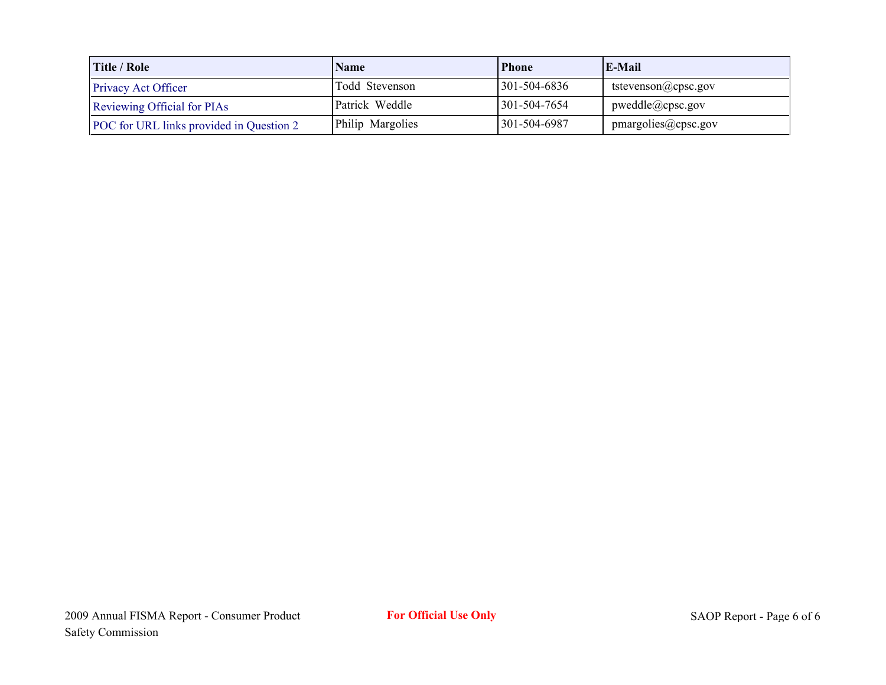| Title / Role | Name | Phone | E-Mail |
|---|---|---|---|
| Privacy Act Officer | Todd Stevenson | 301-504-6836 | tstevenson@cpsc.gov |
| Reviewing Official for PIAs | Patrick Weddle | 301-504-7654 | pweddle@cpsc.gov |
| POC for URL links provided in Question 2 | Philip Margolies | 301-504-6987 | pmargolies@cpsc.gov |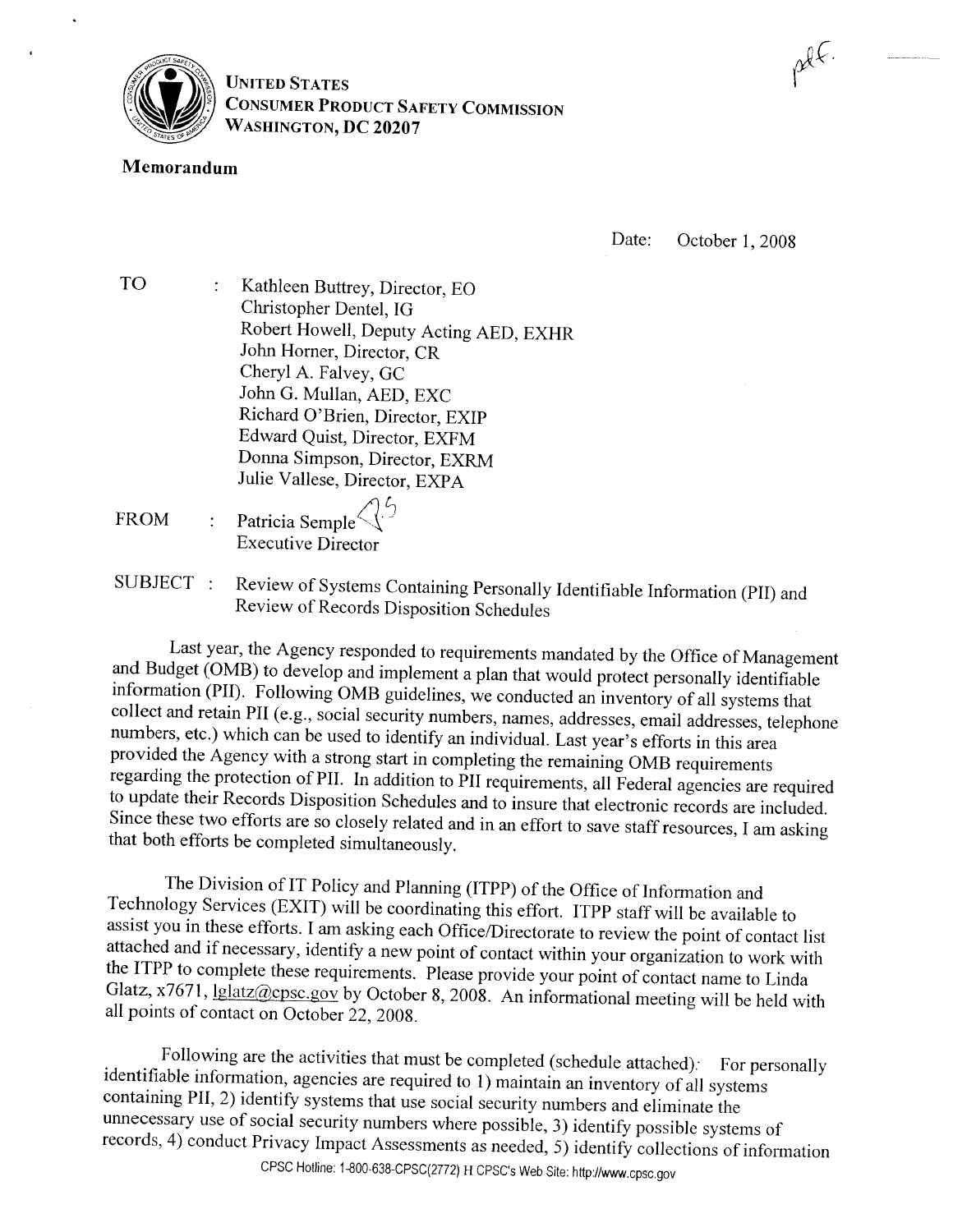**UNITED STATES**
**CONSUMER PRODUCT SAFETY COMMISSION**
**WASHINGTON, DC 20207**

pef.

## Memorandum

Date: October 1, 2008

TO : Kathleen Buttrey, Director, EO
Christopher Dentel, IG
Robert Howell, Deputy Acting AED, EXHR
John Horner, Director, CR
Cheryl A. Falvey, GC
John G. Mullan, AED, EXC
Richard O'Brien, Director, EXIP
Edward Quist, Director, EXFM
Donna Simpson, Director, EXRM
Julie Vallese, Director, EXPA

FROM : Patricia Semple
Executive Director

SUBJECT : Review of Systems Containing Personally Identifiable Information (PII) and Review of Records Disposition Schedules

Last year, the Agency responded to requirements mandated by the Office of Management and Budget (OMB) to develop and implement a plan that would protect personally identifiable information (PII). Following OMB guidelines, we conducted an inventory of all systems that collect and retain PII (e.g., social security numbers, names, addresses, email addresses, telephone numbers, etc.) which can be used to identify an individual. Last year's efforts in this area provided the Agency with a strong start in completing the remaining OMB requirements regarding the protection of PII. In addition to PII requirements, all Federal agencies are required to update their Records Disposition Schedules and to insure that electronic records are included. Since these two efforts are so closely related and in an effort to save staff resources, I am asking that both efforts be completed simultaneously.

The Division of IT Policy and Planning (ITPP) of the Office of Information and Technology Services (EXIT) will be coordinating this effort. ITPP staff will be available to assist you in these efforts. I am asking each Office/Directorate to review the point of contact list attached and if necessary, identify a new point of contact within your organization to work with the ITPP to complete these requirements. Please provide your point of contact name to Linda Glatz, x7671, lglatz@cpsc.gov by October 8, 2008. An informational meeting will be held with all points of contact on October 22, 2008.

Following are the activities that must be completed (schedule attached): For personally identifiable information, agencies are required to 1) maintain an inventory of all systems containing PII, 2) identify systems that use social security numbers and eliminate the unnecessary use of social security numbers where possible, 3) identify possible systems of records, 4) conduct Privacy Impact Assessments as needed, 5) identify collections of information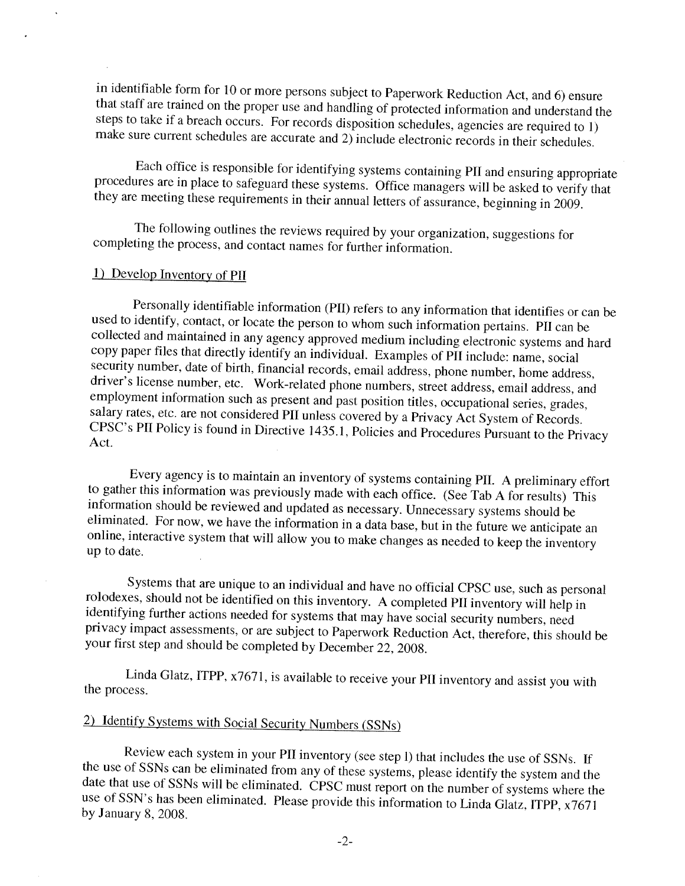in identifiable form for 10 or more persons subject to Paperwork Reduction Act, and 6) ensure that staff are trained on the proper use and handling of protected information and understand the steps to take if a breach occurs. For records disposition schedules, agencies are required to 1) make sure current schedules are accurate and 2) include electronic records in their schedules.

Each office is responsible for identifying systems containing PII and ensuring appropriate procedures are in place to safeguard these systems. Office managers will be asked to verify that they are meeting these requirements in their annual letters of assurance, beginning in 2009.

The following outlines the reviews required by your organization, suggestions for completing the process, and contact names for further information.

<u>1) Develop Inventory of PII</u>

Personally identifiable information (PII) refers to any information that identifies or can be used to identify, contact, or locate the person to whom such information pertains. PII can be collected and maintained in any agency approved medium including electronic systems and hard copy paper files that directly identify an individual. Examples of PII include: name, social security number, date of birth, financial records, email address, phone number, home address, driver's license number, etc. Work-related phone numbers, street address, email address, and employment information such as present and past position titles, occupational series, grades, salary rates, etc. are not considered PII unless covered by a Privacy Act System of Records. CPSC's PII Policy is found in Directive 1435.1, Policies and Procedures Pursuant to the Privacy Act.

Every agency is to maintain an inventory of systems containing PII. A preliminary effort to gather this information was previously made with each office. (See Tab A for results) This information should be reviewed and updated as necessary. Unnecessary systems should be eliminated. For now, we have the information in a data base, but in the future we anticipate an online, interactive system that will allow you to make changes as needed to keep the inventory up to date.

Systems that are unique to an individual and have no official CPSC use, such as personal rolodexes, should not be identified on this inventory. A completed PII inventory will help in identifying further actions needed for systems that may have social security numbers, need privacy impact assessments, or are subject to Paperwork Reduction Act, therefore, this should be your first step and should be completed by December 22, 2008.

Linda Glatz, ITPP, x7671, is available to receive your PII inventory and assist you with the process.

<u>2) Identify Systems with Social Security Numbers (SSNs)</u>

Review each system in your PII inventory (see step 1) that includes the use of SSNs. If the use of SSNs can be eliminated from any of these systems, please identify the system and the date that use of SSNs will be eliminated. CPSC must report on the number of systems where the use of SSN's has been eliminated. Please provide this information to Linda Glatz, ITPP, x7671 by January 8, 2008.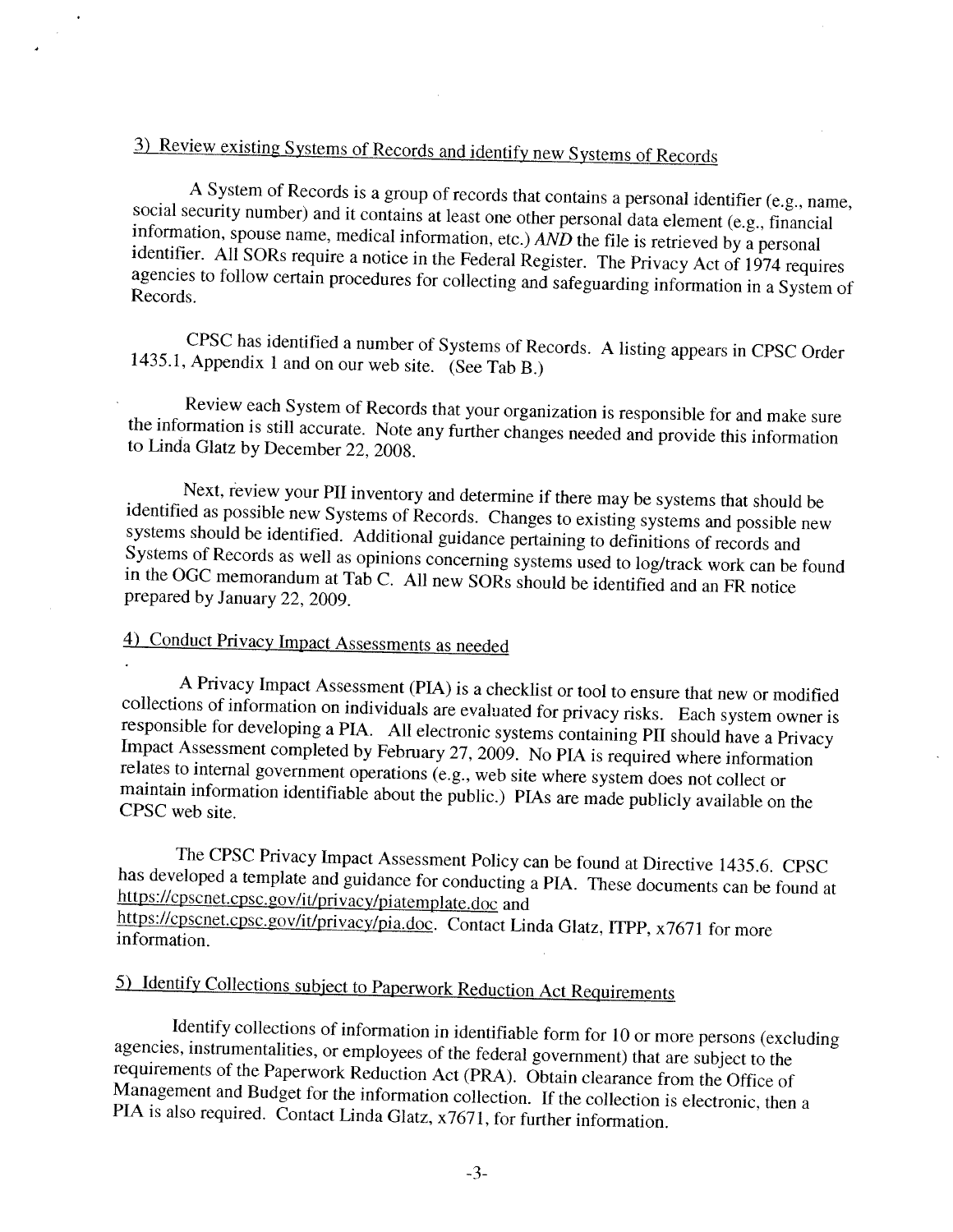## 3) Review existing Systems of Records and identify new Systems of Records

A System of Records is a group of records that contains a personal identifier (e.g., name, social security number) and it contains at least one other personal data element (e.g., financial information, spouse name, medical information, etc.) *AND* the file is retrieved by a personal identifier. All SORs require a notice in the Federal Register. The Privacy Act of 1974 requires agencies to follow certain procedures for collecting and safeguarding information in a System of Records.

CPSC has identified a number of Systems of Records. A listing appears in CPSC Order 1435.1, Appendix 1 and on our web site. (See Tab B.)

Review each System of Records that your organization is responsible for and make sure the information is still accurate. Note any further changes needed and provide this information to Linda Glatz by December 22, 2008.

Next, review your PII inventory and determine if there may be systems that should be identified as possible new Systems of Records. Changes to existing systems and possible new systems should be identified. Additional guidance pertaining to definitions of records and Systems of Records as well as opinions concerning systems used to log/track work can be found in the OGC memorandum at Tab C. All new SORs should be identified and an FR notice prepared by January 22, 2009.

## 4) Conduct Privacy Impact Assessments as needed

A Privacy Impact Assessment (PIA) is a checklist or tool to ensure that new or modified collections of information on individuals are evaluated for privacy risks. Each system owner is responsible for developing a PIA. All electronic systems containing PII should have a Privacy Impact Assessment completed by February 27, 2009. No PIA is required where information relates to internal government operations (e.g., web site where system does not collect or maintain information identifiable about the public.) PIAs are made publicly available on the CPSC web site.

The CPSC Privacy Impact Assessment Policy can be found at Directive 1435.6. CPSC has developed a template and guidance for conducting a PIA. These documents can be found at https://cpscnet.cpsc.gov/it/privacy/piatemplate.doc and https://cpscnet.cpsc.gov/it/privacy/pia.doc. Contact Linda Glatz, ITPP, x7671 for more information.

## 5) Identify Collections subject to Paperwork Reduction Act Requirements

Identify collections of information in identifiable form for 10 or more persons (excluding agencies, instrumentalities, or employees of the federal government) that are subject to the requirements of the Paperwork Reduction Act (PRA). Obtain clearance from the Office of Management and Budget for the information collection. If the collection is electronic, then a PIA is also required. Contact Linda Glatz, x7671, for further information.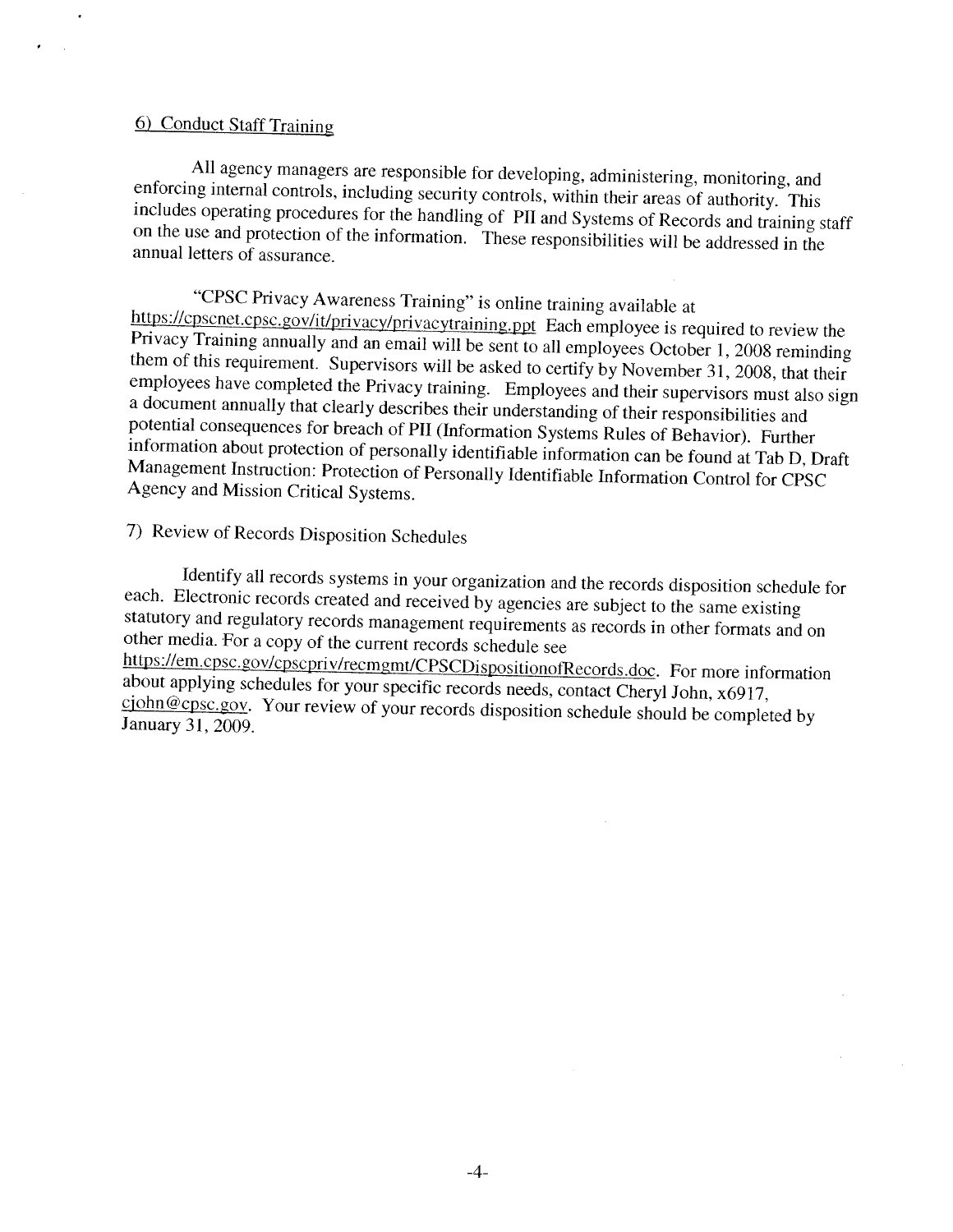6) Conduct Staff Training

All agency managers are responsible for developing, administering, monitoring, and enforcing internal controls, including security controls, within their areas of authority. This includes operating procedures for the handling of PII and Systems of Records and training staff on the use and protection of the information. These responsibilities will be addressed in the annual letters of assurance.

"CPSC Privacy Awareness Training" is online training available at https://cpscnet.cpsc.gov/it/privacy/privacytraining.ppt Each employee is required to review the Privacy Training annually and an email will be sent to all employees October 1, 2008 reminding them of this requirement. Supervisors will be asked to certify by November 31, 2008, that their employees have completed the Privacy training. Employees and their supervisors must also sign a document annually that clearly describes their understanding of their responsibilities and potential consequences for breach of PII (Information Systems Rules of Behavior). Further information about protection of personally identifiable information can be found at Tab D, Draft Management Instruction: Protection of Personally Identifiable Information Control for CPSC Agency and Mission Critical Systems.

7) Review of Records Disposition Schedules

Identify all records systems in your organization and the records disposition schedule for each. Electronic records created and received by agencies are subject to the same existing statutory and regulatory records management requirements as records in other formats and on other media. For a copy of the current records schedule see https://em.cpsc.gov/cpscpriv/recmgmt/CPSCDispositionofRecords.doc. For more information about applying schedules for your specific records needs, contact Cheryl John, x6917, cjohn@cpsc.gov. Your review of your records disposition schedule should be completed by January 31, 2009.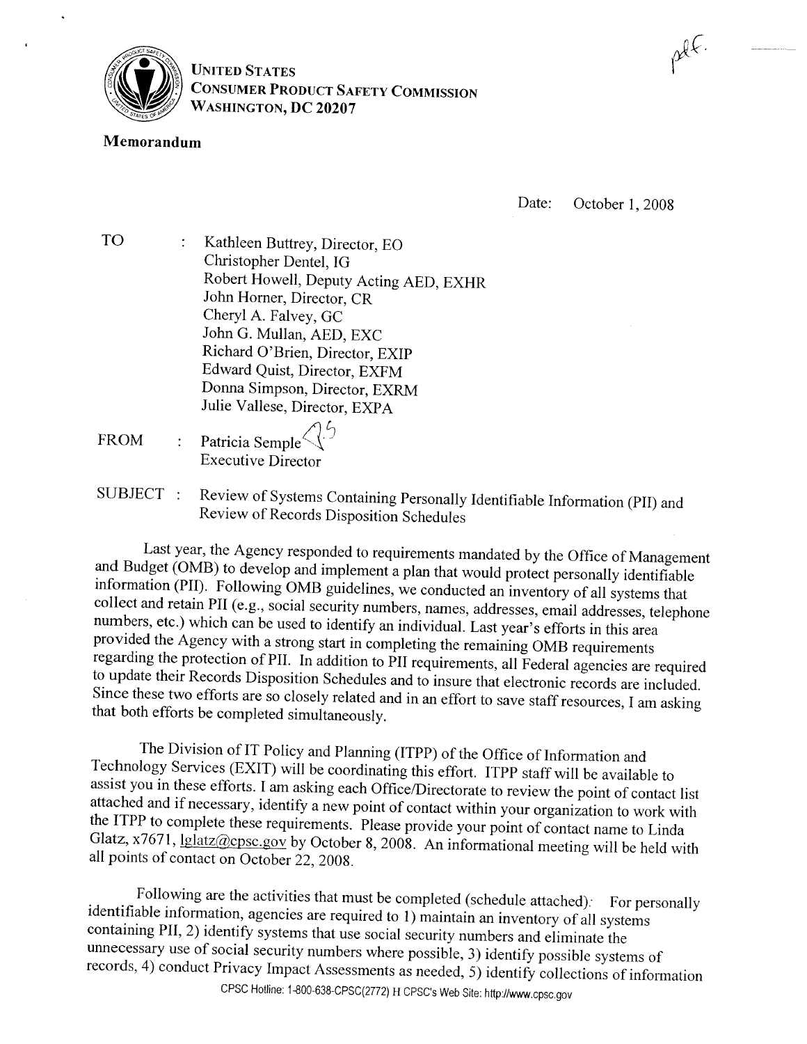**UNITED STATES**
**CONSUMER PRODUCT SAFETY COMMISSION**
**WASHINGTON, DC 20207**

**Memorandum**

Date: October 1, 2008

TO : Kathleen Buttrey, Director, EO
Christopher Dentel, IG
Robert Howell, Deputy Acting AED, EXHR
John Horner, Director, CR
Cheryl A. Falvey, GC
John G. Mullan, AED, EXC
Richard O'Brien, Director, EXIP
Edward Quist, Director, EXFM
Donna Simpson, Director, EXRM
Julie Vallese, Director, EXPA

FROM : Patricia Semple
Executive Director

SUBJECT : Review of Systems Containing Personally Identifiable Information (PII) and Review of Records Disposition Schedules

Last year, the Agency responded to requirements mandated by the Office of Management and Budget (OMB) to develop and implement a plan that would protect personally identifiable information (PII). Following OMB guidelines, we conducted an inventory of all systems that collect and retain PII (e.g., social security numbers, names, addresses, email addresses, telephone numbers, etc.) which can be used to identify an individual. Last year's efforts in this area provided the Agency with a strong start in completing the remaining OMB requirements regarding the protection of PII. In addition to PII requirements, all Federal agencies are required to update their Records Disposition Schedules and to insure that electronic records are included. Since these two efforts are so closely related and in an effort to save staff resources, I am asking that both efforts be completed simultaneously.

The Division of IT Policy and Planning (ITPP) of the Office of Information and Technology Services (EXIT) will be coordinating this effort. ITPP staff will be available to assist you in these efforts. I am asking each Office/Directorate to review the point of contact list attached and if necessary, identify a new point of contact within your organization to work with the ITPP to complete these requirements. Please provide your point of contact name to Linda Glatz, x7671, lglatz@cpsc.gov by October 8, 2008. An informational meeting will be held with all points of contact on October 22, 2008.

Following are the activities that must be completed (schedule attached): For personally identifiable information, agencies are required to 1) maintain an inventory of all systems containing PII, 2) identify systems that use social security numbers and eliminate the unnecessary use of social security numbers where possible, 3) identify possible systems of records, 4) conduct Privacy Impact Assessments as needed, 5) identify collections of information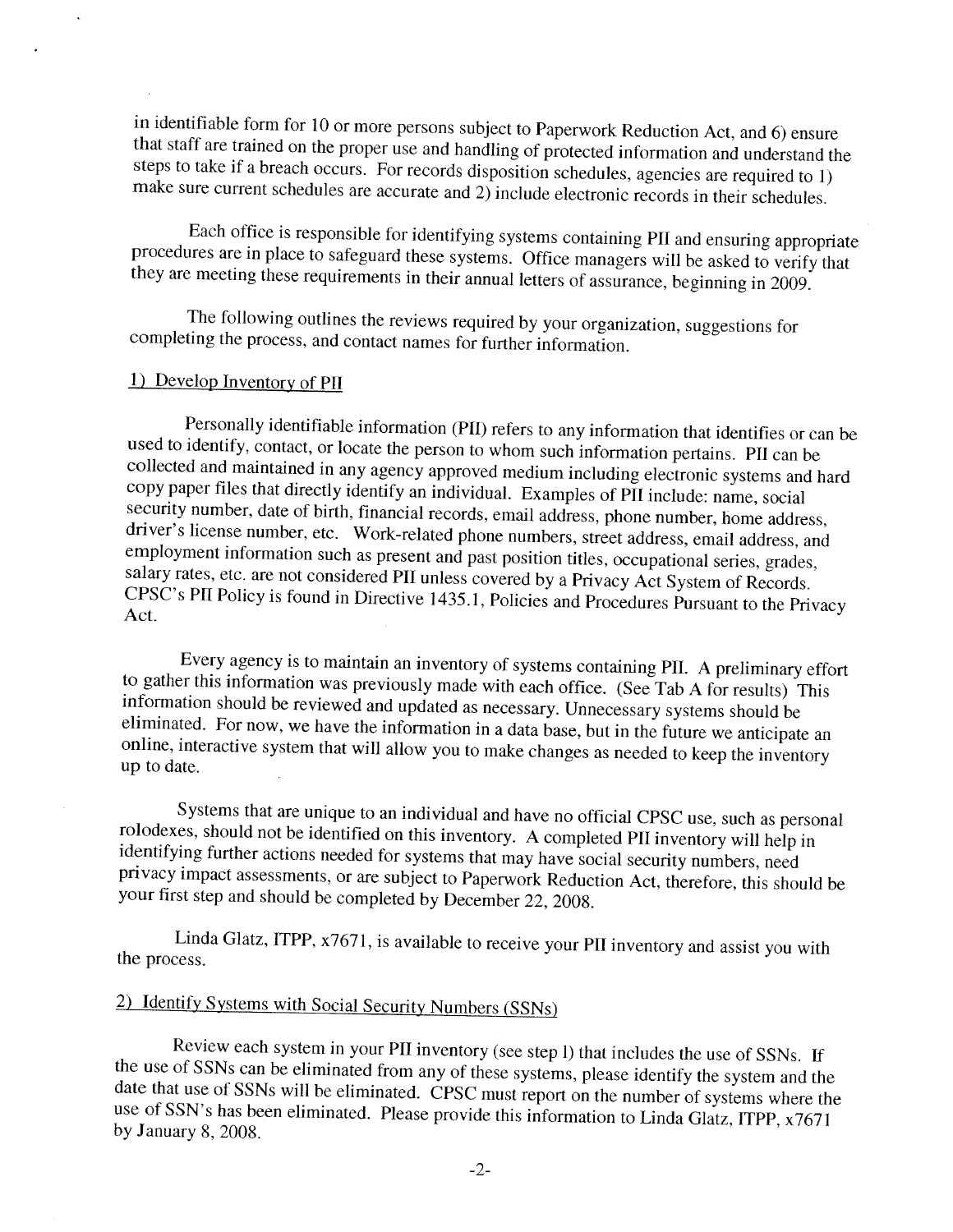in identifiable form for 10 or more persons subject to Paperwork Reduction Act, and 6) ensure that staff are trained on the proper use and handling of protected information and understand the steps to take if a breach occurs. For records disposition schedules, agencies are required to 1) make sure current schedules are accurate and 2) include electronic records in their schedules.

Each office is responsible for identifying systems containing PII and ensuring appropriate procedures are in place to safeguard these systems. Office managers will be asked to verify that they are meeting these requirements in their annual letters of assurance, beginning in 2009.

The following outlines the reviews required by your organization, suggestions for completing the process, and contact names for further information.

1) Develop Inventory of PII

Personally identifiable information (PII) refers to any information that identifies or can be used to identify, contact, or locate the person to whom such information pertains. PII can be collected and maintained in any agency approved medium including electronic systems and hard copy paper files that directly identify an individual. Examples of PII include: name, social security number, date of birth, financial records, email address, phone number, home address, driver's license number, etc. Work-related phone numbers, street address, email address, and employment information such as present and past position titles, occupational series, grades, salary rates, etc. are not considered PII unless covered by a Privacy Act System of Records. CPSC's PII Policy is found in Directive 1435.1, Policies and Procedures Pursuant to the Privacy Act.

Every agency is to maintain an inventory of systems containing PII. A preliminary effort to gather this information was previously made with each office. (See Tab A for results) This information should be reviewed and updated as necessary. Unnecessary systems should be eliminated. For now, we have the information in a data base, but in the future we anticipate an online, interactive system that will allow you to make changes as needed to keep the inventory up to date.

Systems that are unique to an individual and have no official CPSC use, such as personal rolodexes, should not be identified on this inventory. A completed PII inventory will help in identifying further actions needed for systems that may have social security numbers, need privacy impact assessments, or are subject to Paperwork Reduction Act, therefore, this should be your first step and should be completed by December 22, 2008.

Linda Glatz, ITPP, x7671, is available to receive your PII inventory and assist you with the process.

2) Identify Systems with Social Security Numbers (SSNs)

Review each system in your PII inventory (see step l) that includes the use of SSNs. If the use of SSNs can be eliminated from any of these systems, please identify the system and the date that use of SSNs will be eliminated. CPSC must report on the number of systems where the use of SSN's has been eliminated. Please provide this information to Linda Glatz, ITPP, x7671 by January 8, 2008.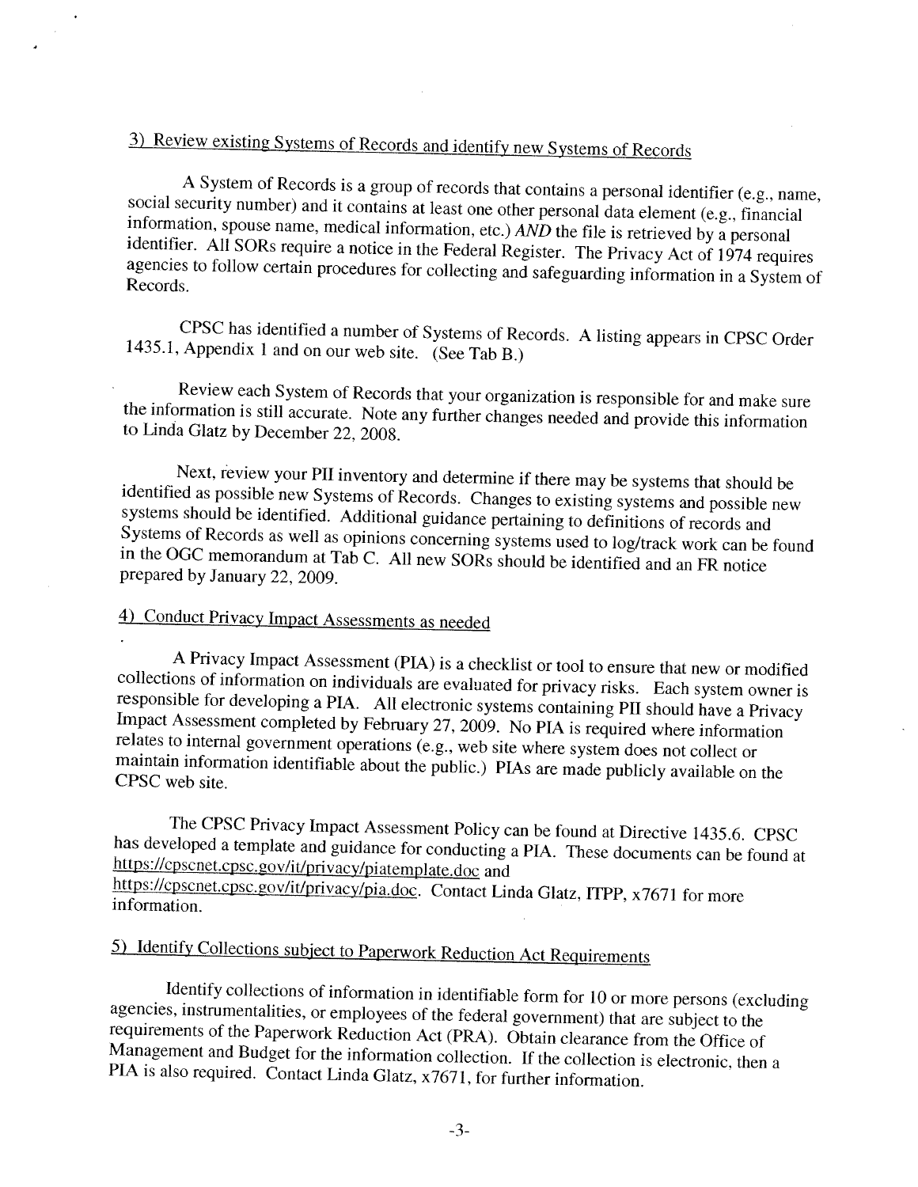## 3) Review existing Systems of Records and identify new Systems of Records

A System of Records is a group of records that contains a personal identifier (e.g., name, social security number) and it contains at least one other personal data element (e.g., financial information, spouse name, medical information, etc.) *AND* the file is retrieved by a personal identifier. All SORs require a notice in the Federal Register. The Privacy Act of 1974 requires agencies to follow certain procedures for collecting and safeguarding information in a System of Records.

CPSC has identified a number of Systems of Records. A listing appears in CPSC Order 1435.1, Appendix 1 and on our web site. (See Tab B.)

Review each System of Records that your organization is responsible for and make sure the information is still accurate. Note any further changes needed and provide this information to Linda Glatz by December 22, 2008.

Next, review your PII inventory and determine if there may be systems that should be identified as possible new Systems of Records. Changes to existing systems and possible new systems should be identified. Additional guidance pertaining to definitions of records and Systems of Records as well as opinions concerning systems used to log/track work can be found in the OGC memorandum at Tab C. All new SORs should be identified and an FR notice prepared by January 22, 2009.

## 4) Conduct Privacy Impact Assessments as needed

A Privacy Impact Assessment (PIA) is a checklist or tool to ensure that new or modified collections of information on individuals are evaluated for privacy risks. Each system owner is responsible for developing a PIA. All electronic systems containing PII should have a Privacy Impact Assessment completed by February 27, 2009. No PIA is required where information relates to internal government operations (e.g., web site where system does not collect or maintain information identifiable about the public.) PIAs are made publicly available on the CPSC web site.

The CPSC Privacy Impact Assessment Policy can be found at Directive 1435.6. CPSC has developed a template and guidance for conducting a PIA. These documents can be found at https://cpscnet.cpsc.gov/it/privacy/piatemplate.doc and https://cpscnet.cpsc.gov/it/privacy/pia.doc. Contact Linda Glatz, ITPP, x7671 for more information.

## 5) Identify Collections subject to Paperwork Reduction Act Requirements

Identify collections of information in identifiable form for 10 or more persons (excluding agencies, instrumentalities, or employees of the federal government) that are subject to the requirements of the Paperwork Reduction Act (PRA). Obtain clearance from the Office of Management and Budget for the information collection. If the collection is electronic, then a PIA is also required. Contact Linda Glatz, x7671, for further information.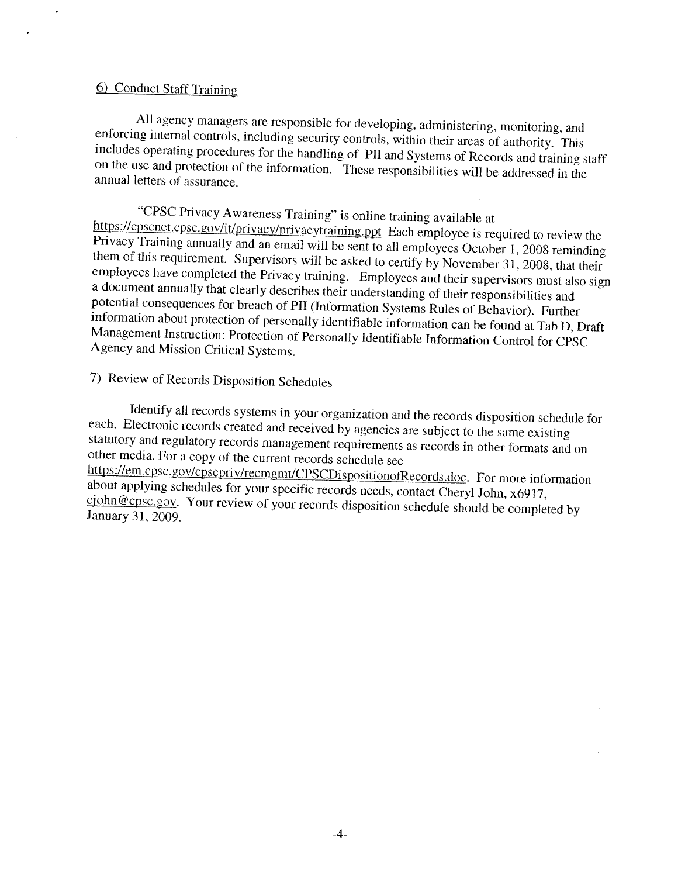6) Conduct Staff Training

All agency managers are responsible for developing, administering, monitoring, and enforcing internal controls, including security controls, within their areas of authority. This includes operating procedures for the handling of PII and Systems of Records and training staff on the use and protection of the information. These responsibilities will be addressed in the annual letters of assurance.

"CPSC Privacy Awareness Training" is online training available at https://cpscnet.cpsc.gov/it/privacy/privacytraining.ppt Each employee is required to review the Privacy Training annually and an email will be sent to all employees October 1, 2008 reminding them of this requirement. Supervisors will be asked to certify by November 31, 2008, that their employees have completed the Privacy training. Employees and their supervisors must also sign a document annually that clearly describes their understanding of their responsibilities and potential consequences for breach of PII (Information Systems Rules of Behavior). Further information about protection of personally identifiable information can be found at Tab D, Draft Management Instruction: Protection of Personally Identifiable Information Control for CPSC Agency and Mission Critical Systems.

7) Review of Records Disposition Schedules

Identify all records systems in your organization and the records disposition schedule for each. Electronic records created and received by agencies are subject to the same existing statutory and regulatory records management requirements as records in other formats and on other media. For a copy of the current records schedule see https://em.cpsc.gov/cpscpriv/recmgmt/CPSCDispositionofRecords.doc. For more information about applying schedules for your specific records needs, contact Cheryl John, x6917, cjohn@cpsc.gov. Your review of your records disposition schedule should be completed by January 31, 2009.